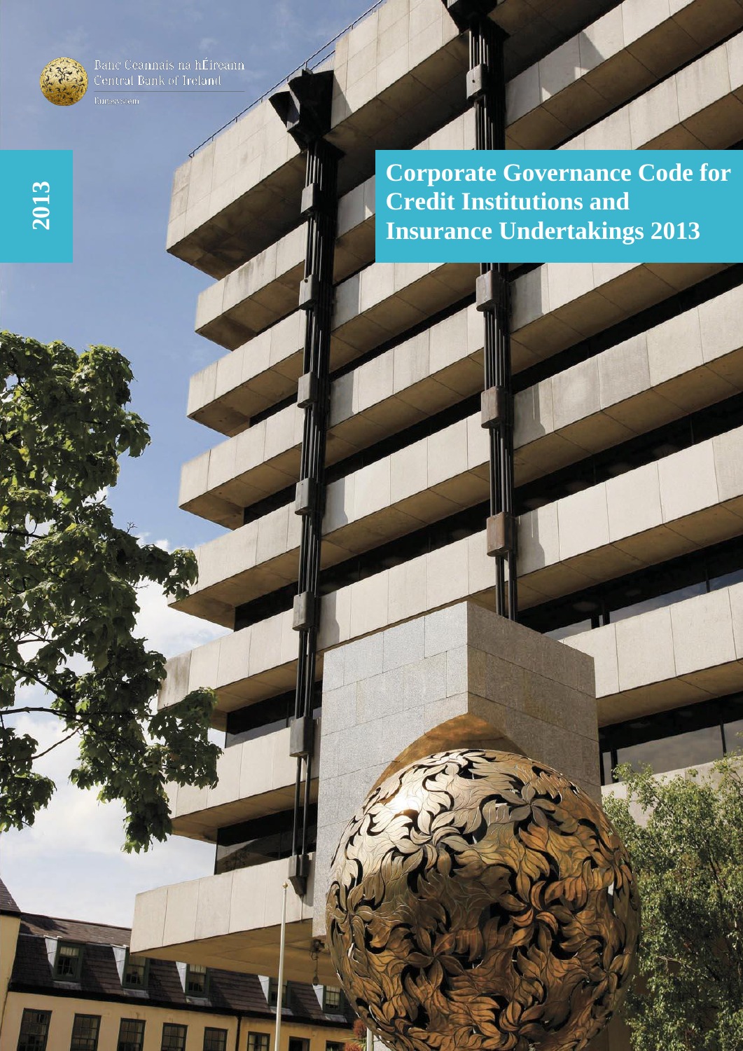Banc Ceannais na hÉireann
Central Bank of Ireland

Eurosystem

2013

# Corporate Governance Code for Credit Institutions and Insurance Undertakings 2013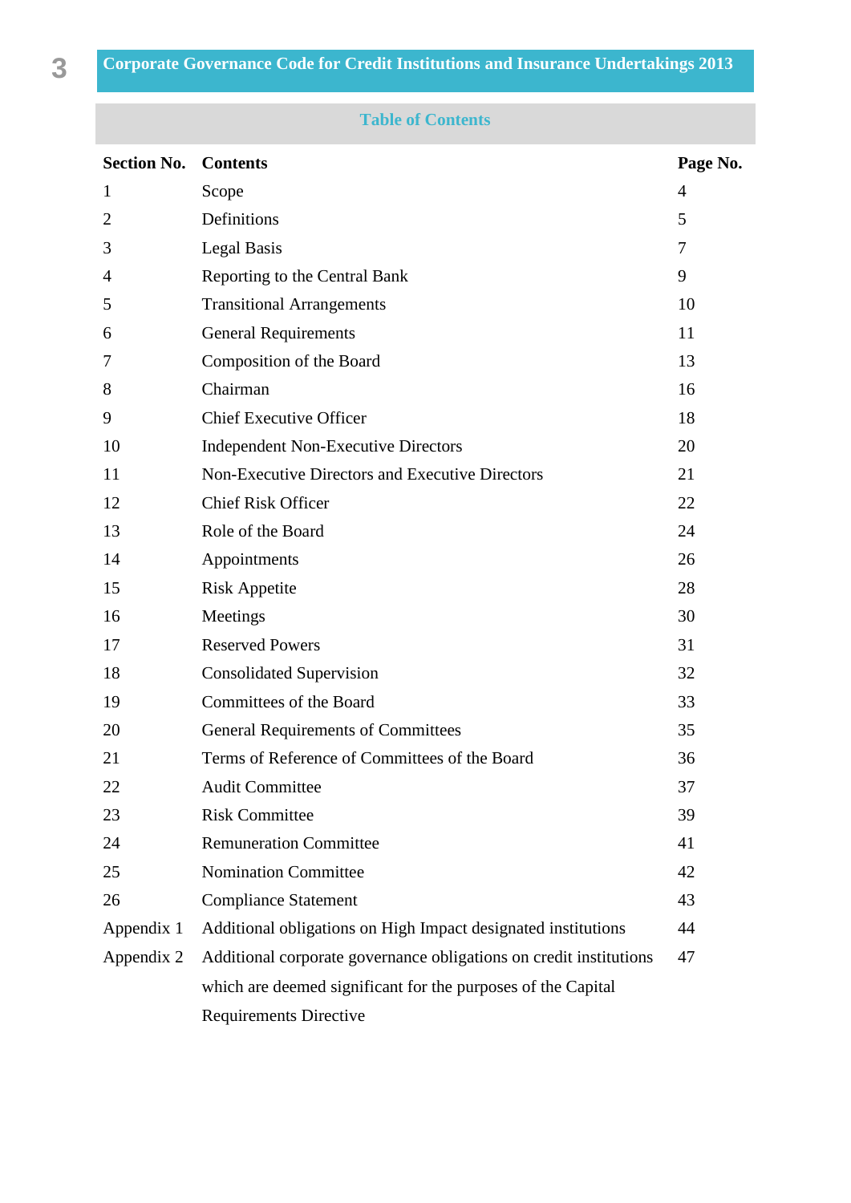## Table of Contents

| Section No. | Contents | Page No. |
|---|---|---|
| 1 | Scope | 4 |
| 2 | Definitions | 5 |
| 3 | Legal Basis | 7 |
| 4 | Reporting to the Central Bank | 9 |
| 5 | Transitional Arrangements | 10 |
| 6 | General Requirements | 11 |
| 7 | Composition of the Board | 13 |
| 8 | Chairman | 16 |
| 9 | Chief Executive Officer | 18 |
| 10 | Independent Non-Executive Directors | 20 |
| 11 | Non-Executive Directors and Executive Directors | 21 |
| 12 | Chief Risk Officer | 22 |
| 13 | Role of the Board | 24 |
| 14 | Appointments | 26 |
| 15 | Risk Appetite | 28 |
| 16 | Meetings | 30 |
| 17 | Reserved Powers | 31 |
| 18 | Consolidated Supervision | 32 |
| 19 | Committees of the Board | 33 |
| 20 | General Requirements of Committees | 35 |
| 21 | Terms of Reference of Committees of the Board | 36 |
| 22 | Audit Committee | 37 |
| 23 | Risk Committee | 39 |
| 24 | Remuneration Committee | 41 |
| 25 | Nomination Committee | 42 |
| 26 | Compliance Statement | 43 |
| Appendix 1 | Additional obligations on High Impact designated institutions | 44 |
| Appendix 2 | Additional corporate governance obligations on credit institutions which are deemed significant for the purposes of the Capital Requirements Directive | 47 |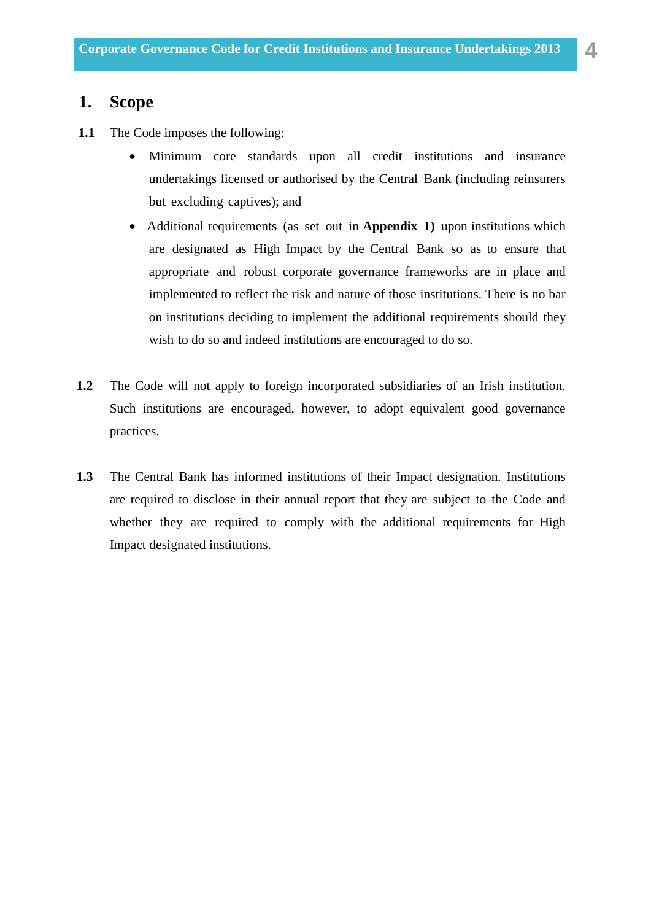# 1. Scope

**1.1** The Code imposes the following:

- Minimum core standards upon all credit institutions and insurance undertakings licensed or authorised by the Central Bank (including reinsurers but excluding captives); and
- Additional requirements (as set out in **Appendix 1)** upon institutions which are designated as High Impact by the Central Bank so as to ensure that appropriate and robust corporate governance frameworks are in place and implemented to reflect the risk and nature of those institutions. There is no bar on institutions deciding to implement the additional requirements should they wish to do so and indeed institutions are encouraged to do so.

**1.2** The Code will not apply to foreign incorporated subsidiaries of an Irish institution. Such institutions are encouraged, however, to adopt equivalent good governance practices.

**1.3** The Central Bank has informed institutions of their Impact designation. Institutions are required to disclose in their annual report that they are subject to the Code and whether they are required to comply with the additional requirements for High Impact designated institutions.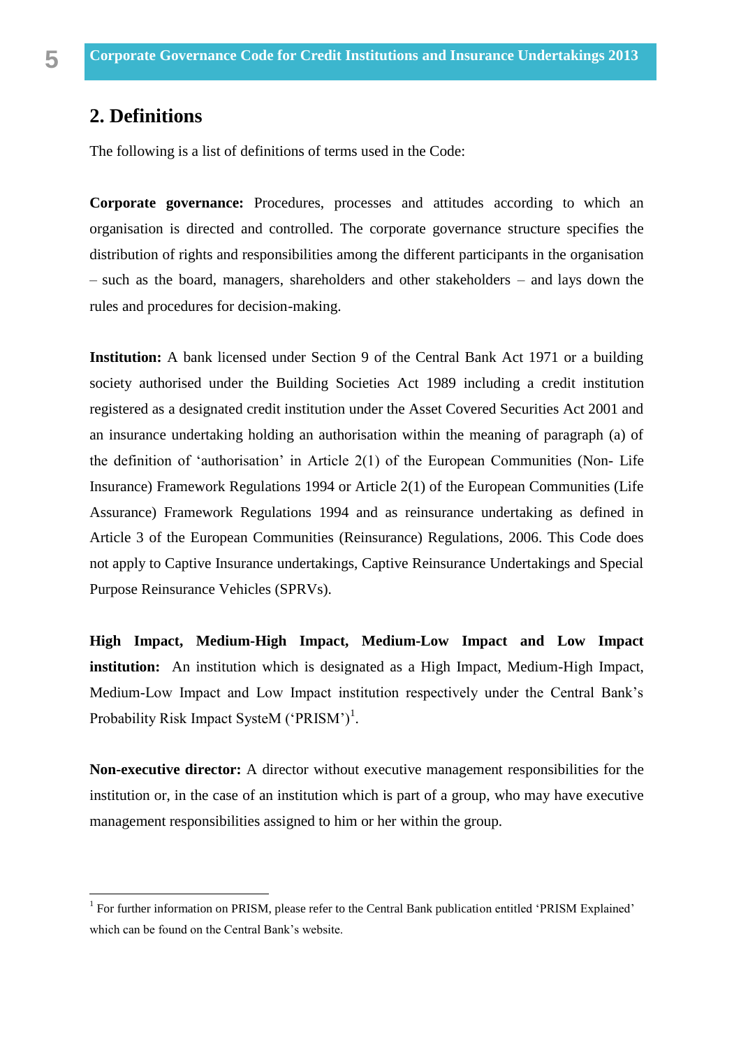## 2. Definitions

The following is a list of definitions of terms used in the Code:

**Corporate governance:** Procedures, processes and attitudes according to which an organisation is directed and controlled. The corporate governance structure specifies the distribution of rights and responsibilities among the different participants in the organisation – such as the board, managers, shareholders and other stakeholders – and lays down the rules and procedures for decision-making.

**Institution:** A bank licensed under Section 9 of the Central Bank Act 1971 or a building society authorised under the Building Societies Act 1989 including a credit institution registered as a designated credit institution under the Asset Covered Securities Act 2001 and an insurance undertaking holding an authorisation within the meaning of paragraph (a) of the definition of 'authorisation' in Article 2(1) of the European Communities (Non- Life Insurance) Framework Regulations 1994 or Article 2(1) of the European Communities (Life Assurance) Framework Regulations 1994 and as reinsurance undertaking as defined in Article 3 of the European Communities (Reinsurance) Regulations, 2006. This Code does not apply to Captive Insurance undertakings, Captive Reinsurance Undertakings and Special Purpose Reinsurance Vehicles (SPRVs).

**High Impact, Medium-High Impact, Medium-Low Impact and Low Impact institution:** An institution which is designated as a High Impact, Medium-High Impact, Medium-Low Impact and Low Impact institution respectively under the Central Bank's Probability Risk Impact SysteM ('PRISM')[1].

**Non-executive director:** A director without executive management responsibilities for the institution or, in the case of an institution which is part of a group, who may have executive management responsibilities assigned to him or her within the group.

---

[1] For further information on PRISM, please refer to the Central Bank publication entitled 'PRISM Explained' which can be found on the Central Bank's website.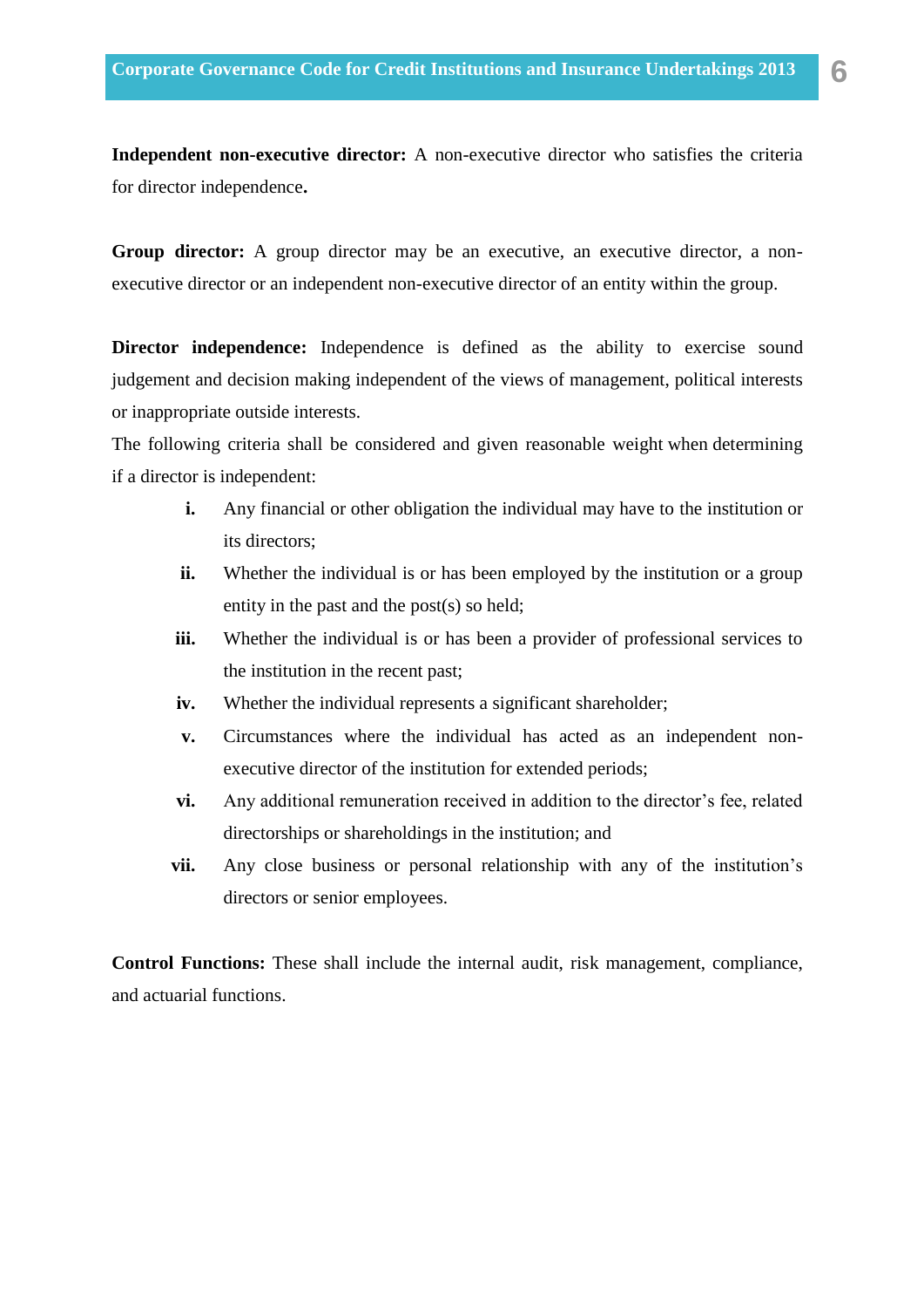**Independent non-executive director:** A non-executive director who satisfies the criteria for director independence**.**

**Group director:** A group director may be an executive, an executive director, a non-executive director or an independent non-executive director of an entity within the group.

**Director independence:** Independence is defined as the ability to exercise sound judgement and decision making independent of the views of management, political interests or inappropriate outside interests.

The following criteria shall be considered and given reasonable weight when determining if a director is independent:

- **i.** Any financial or other obligation the individual may have to the institution or its directors;
- **ii.** Whether the individual is or has been employed by the institution or a group entity in the past and the post(s) so held;
- **iii.** Whether the individual is or has been a provider of professional services to the institution in the recent past;
- **iv.** Whether the individual represents a significant shareholder;
- **v.** Circumstances where the individual has acted as an independent non-executive director of the institution for extended periods;
- **vi.** Any additional remuneration received in addition to the director's fee, related directorships or shareholdings in the institution; and
- **vii.** Any close business or personal relationship with any of the institution's directors or senior employees.

**Control Functions:** These shall include the internal audit, risk management, compliance, and actuarial functions.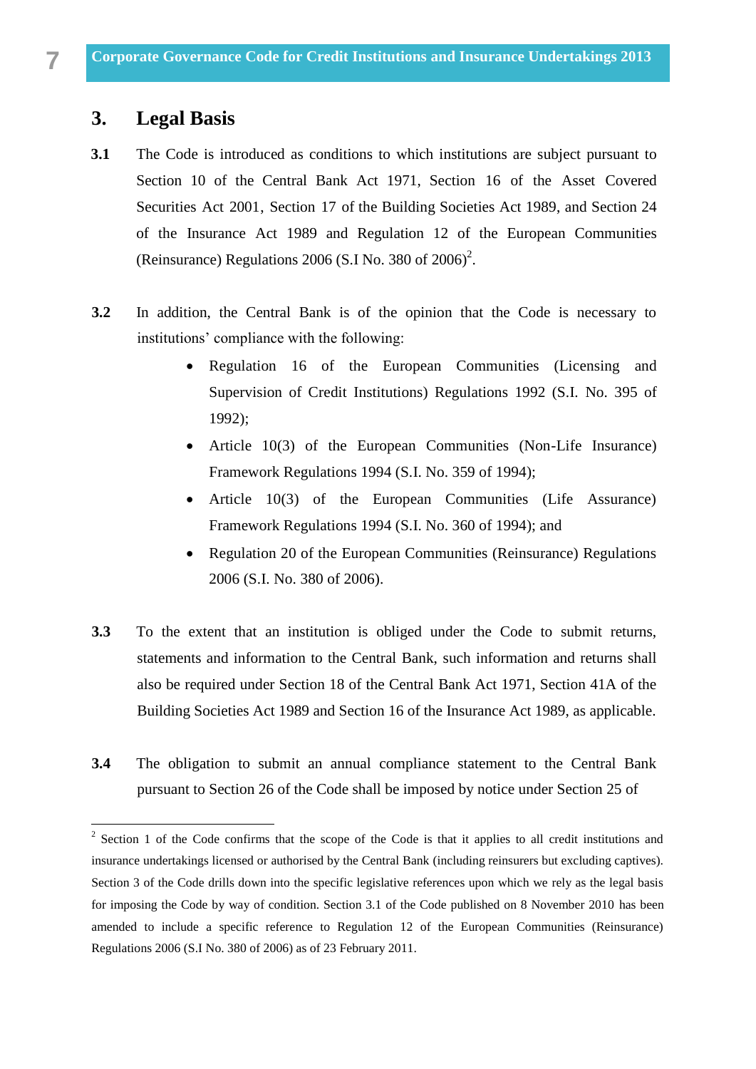## 3. Legal Basis

**3.1** The Code is introduced as conditions to which institutions are subject pursuant to Section 10 of the Central Bank Act 1971, Section 16 of the Asset Covered Securities Act 2001, Section 17 of the Building Societies Act 1989, and Section 24 of the Insurance Act 1989 and Regulation 12 of the European Communities (Reinsurance) Regulations 2006 (S.I No. 380 of 2006)[2].

**3.2** In addition, the Central Bank is of the opinion that the Code is necessary to institutions' compliance with the following:

- Regulation 16 of the European Communities (Licensing and Supervision of Credit Institutions) Regulations 1992 (S.I. No. 395 of 1992);
- Article 10(3) of the European Communities (Non-Life Insurance) Framework Regulations 1994 (S.I. No. 359 of 1994);
- Article 10(3) of the European Communities (Life Assurance) Framework Regulations 1994 (S.I. No. 360 of 1994); and
- Regulation 20 of the European Communities (Reinsurance) Regulations 2006 (S.I. No. 380 of 2006).

**3.3** To the extent that an institution is obliged under the Code to submit returns, statements and information to the Central Bank, such information and returns shall also be required under Section 18 of the Central Bank Act 1971, Section 41A of the Building Societies Act 1989 and Section 16 of the Insurance Act 1989, as applicable.

**3.4** The obligation to submit an annual compliance statement to the Central Bank pursuant to Section 26 of the Code shall be imposed by notice under Section 25 of

---

[2] Section 1 of the Code confirms that the scope of the Code is that it applies to all credit institutions and insurance undertakings licensed or authorised by the Central Bank (including reinsurers but excluding captives). Section 3 of the Code drills down into the specific legislative references upon which we rely as the legal basis for imposing the Code by way of condition. Section 3.1 of the Code published on 8 November 2010 has been amended to include a specific reference to Regulation 12 of the European Communities (Reinsurance) Regulations 2006 (S.I No. 380 of 2006) as of 23 February 2011.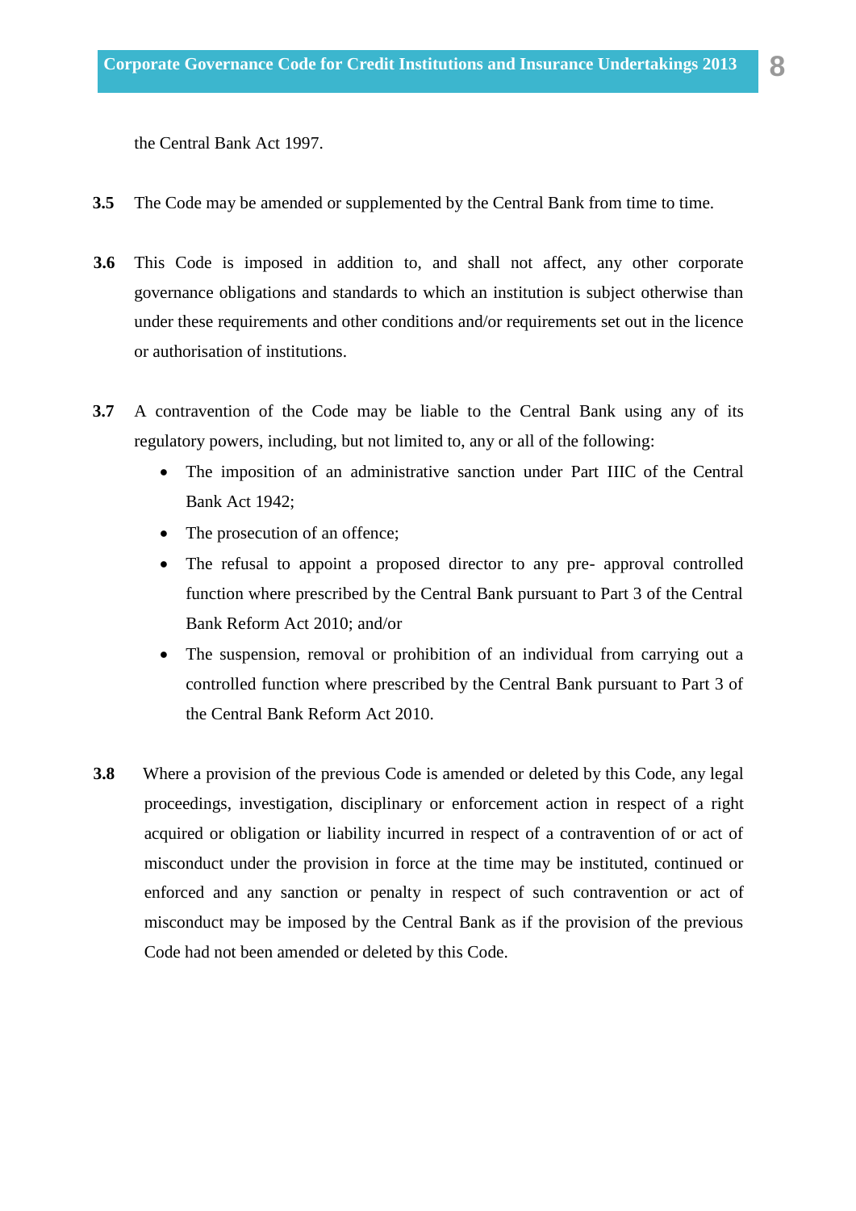the Central Bank Act 1997.

**3.5** The Code may be amended or supplemented by the Central Bank from time to time.

**3.6** This Code is imposed in addition to, and shall not affect, any other corporate governance obligations and standards to which an institution is subject otherwise than under these requirements and other conditions and/or requirements set out in the licence or authorisation of institutions.

**3.7** A contravention of the Code may be liable to the Central Bank using any of its regulatory powers, including, but not limited to, any or all of the following:

- The imposition of an administrative sanction under Part IIIC of the Central Bank Act 1942;
- The prosecution of an offence;
- The refusal to appoint a proposed director to any pre- approval controlled function where prescribed by the Central Bank pursuant to Part 3 of the Central Bank Reform Act 2010; and/or
- The suspension, removal or prohibition of an individual from carrying out a controlled function where prescribed by the Central Bank pursuant to Part 3 of the Central Bank Reform Act 2010.

**3.8** Where a provision of the previous Code is amended or deleted by this Code, any legal proceedings, investigation, disciplinary or enforcement action in respect of a right acquired or obligation or liability incurred in respect of a contravention of or act of misconduct under the provision in force at the time may be instituted, continued or enforced and any sanction or penalty in respect of such contravention or act of misconduct may be imposed by the Central Bank as if the provision of the previous Code had not been amended or deleted by this Code.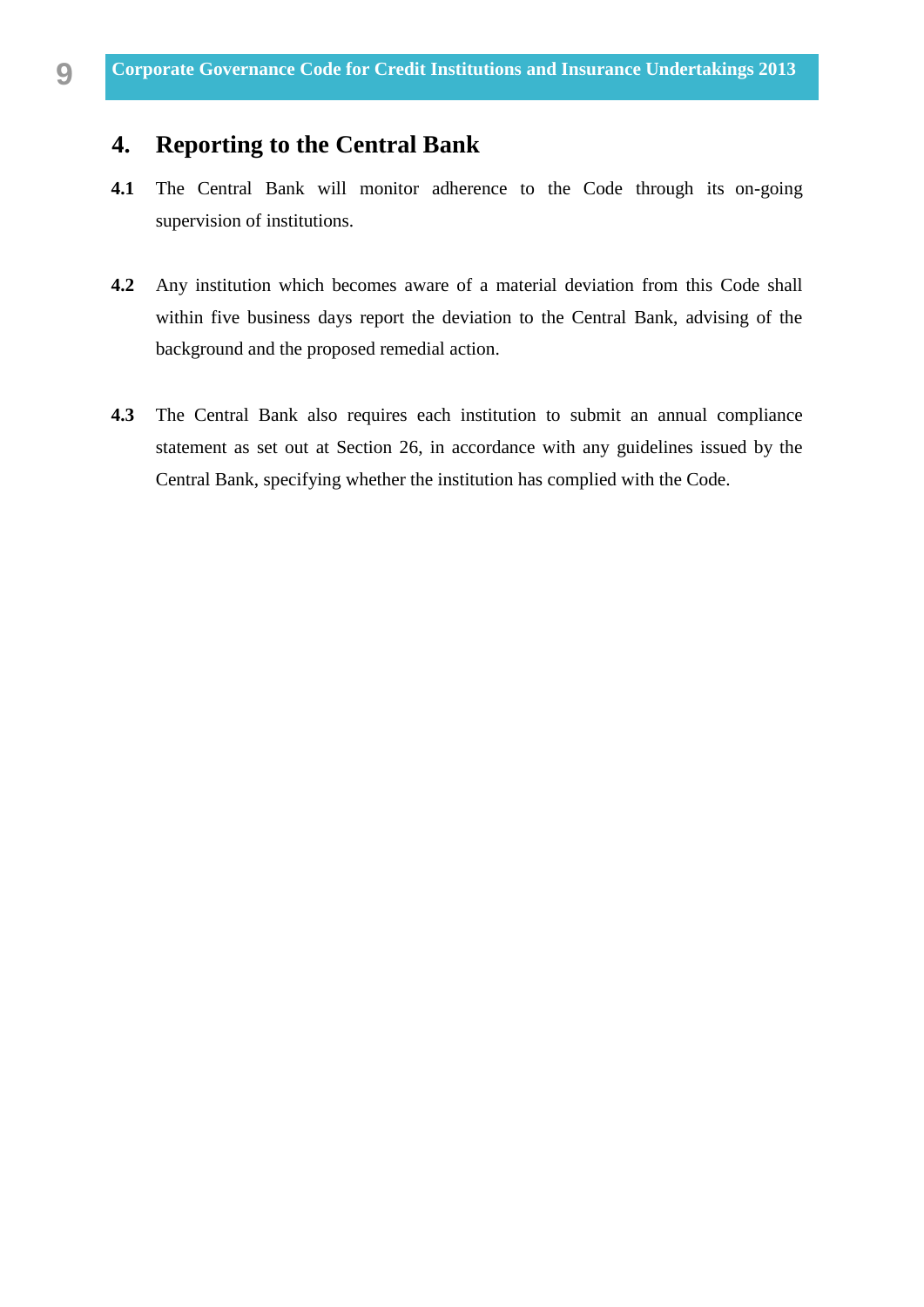## 4. Reporting to the Central Bank

**4.1** The Central Bank will monitor adherence to the Code through its on-going supervision of institutions.

**4.2** Any institution which becomes aware of a material deviation from this Code shall within five business days report the deviation to the Central Bank, advising of the background and the proposed remedial action.

**4.3** The Central Bank also requires each institution to submit an annual compliance statement as set out at Section 26, in accordance with any guidelines issued by the Central Bank, specifying whether the institution has complied with the Code.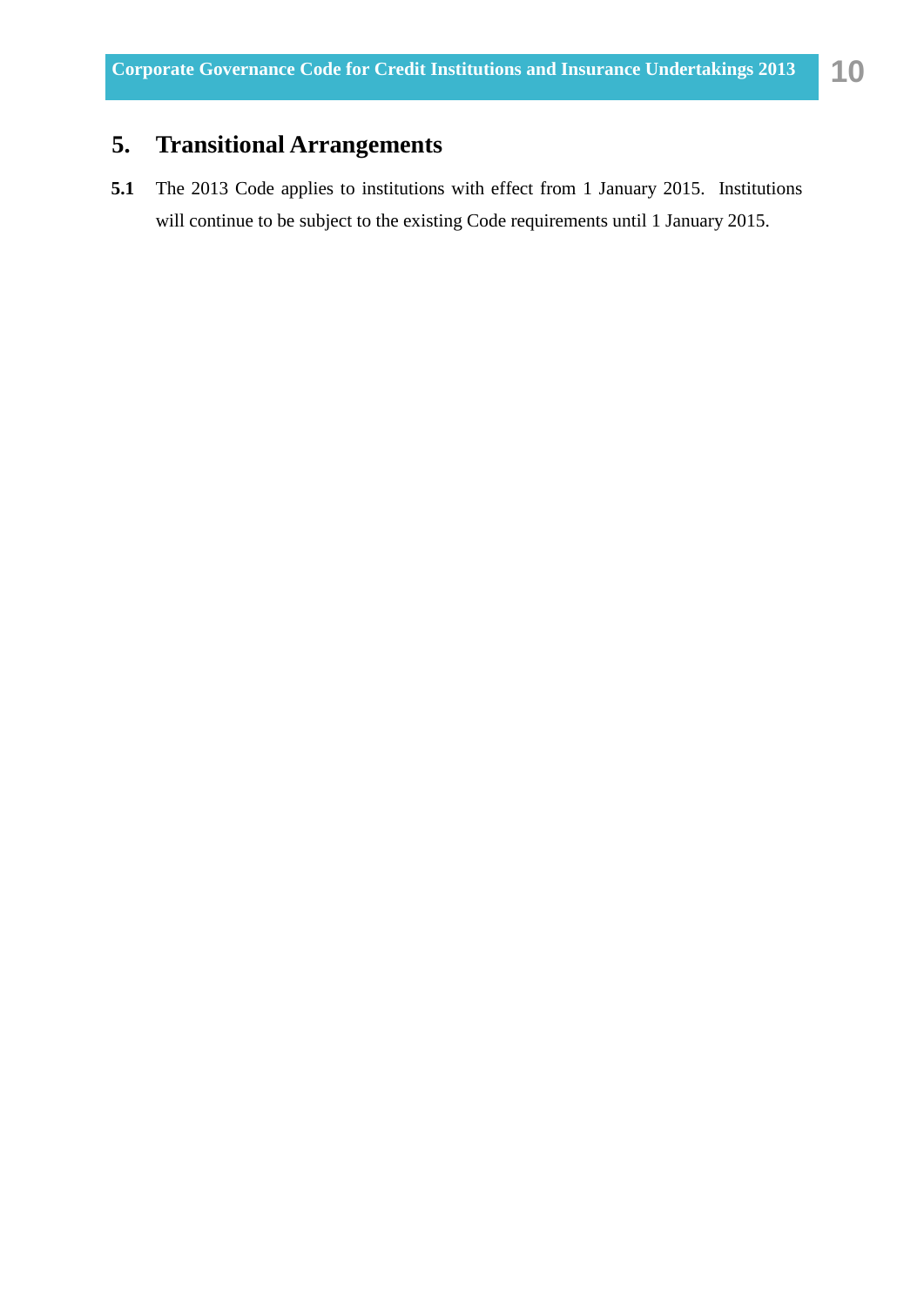## 5. Transitional Arrangements

**5.1** The 2013 Code applies to institutions with effect from 1 January 2015. Institutions will continue to be subject to the existing Code requirements until 1 January 2015.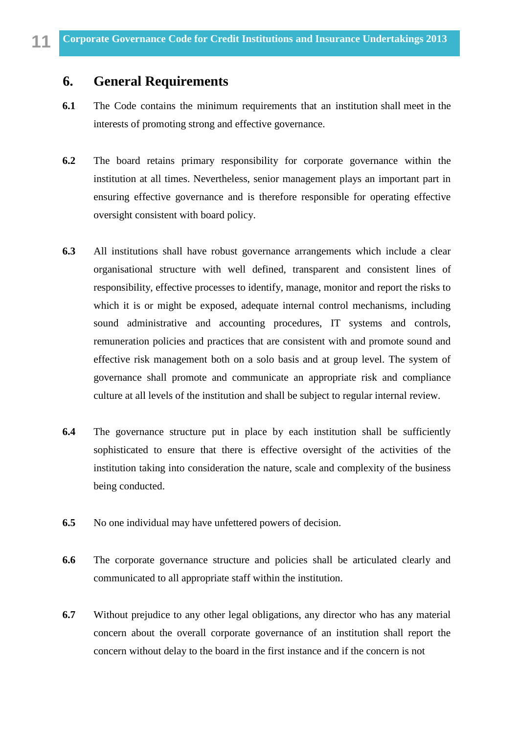## 6. General Requirements

**6.1** The Code contains the minimum requirements that an institution shall meet in the interests of promoting strong and effective governance.

**6.2** The board retains primary responsibility for corporate governance within the institution at all times. Nevertheless, senior management plays an important part in ensuring effective governance and is therefore responsible for operating effective oversight consistent with board policy.

**6.3** All institutions shall have robust governance arrangements which include a clear organisational structure with well defined, transparent and consistent lines of responsibility, effective processes to identify, manage, monitor and report the risks to which it is or might be exposed, adequate internal control mechanisms, including sound administrative and accounting procedures, IT systems and controls, remuneration policies and practices that are consistent with and promote sound and effective risk management both on a solo basis and at group level. The system of governance shall promote and communicate an appropriate risk and compliance culture at all levels of the institution and shall be subject to regular internal review.

**6.4** The governance structure put in place by each institution shall be sufficiently sophisticated to ensure that there is effective oversight of the activities of the institution taking into consideration the nature, scale and complexity of the business being conducted.

**6.5** No one individual may have unfettered powers of decision.

**6.6** The corporate governance structure and policies shall be articulated clearly and communicated to all appropriate staff within the institution.

**6.7** Without prejudice to any other legal obligations, any director who has any material concern about the overall corporate governance of an institution shall report the concern without delay to the board in the first instance and if the concern is not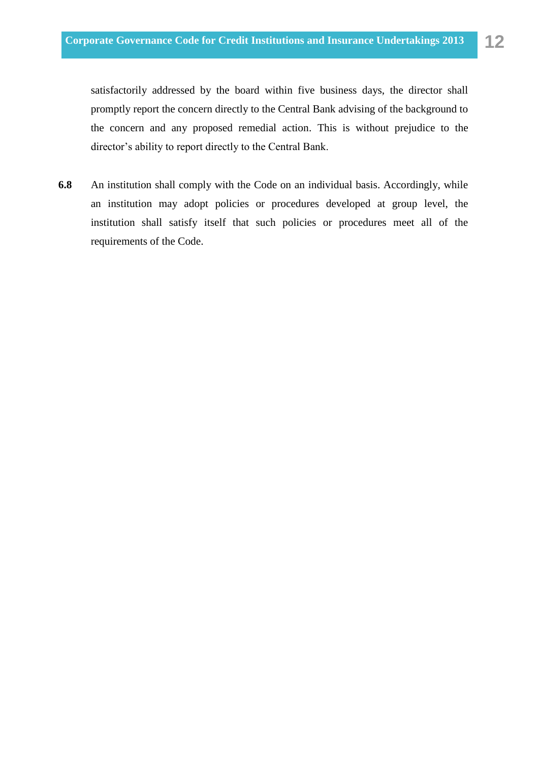satisfactorily addressed by the board within five business days, the director shall promptly report the concern directly to the Central Bank advising of the background to the concern and any proposed remedial action. This is without prejudice to the director's ability to report directly to the Central Bank.

**6.8** An institution shall comply with the Code on an individual basis. Accordingly, while an institution may adopt policies or procedures developed at group level, the institution shall satisfy itself that such policies or procedures meet all of the requirements of the Code.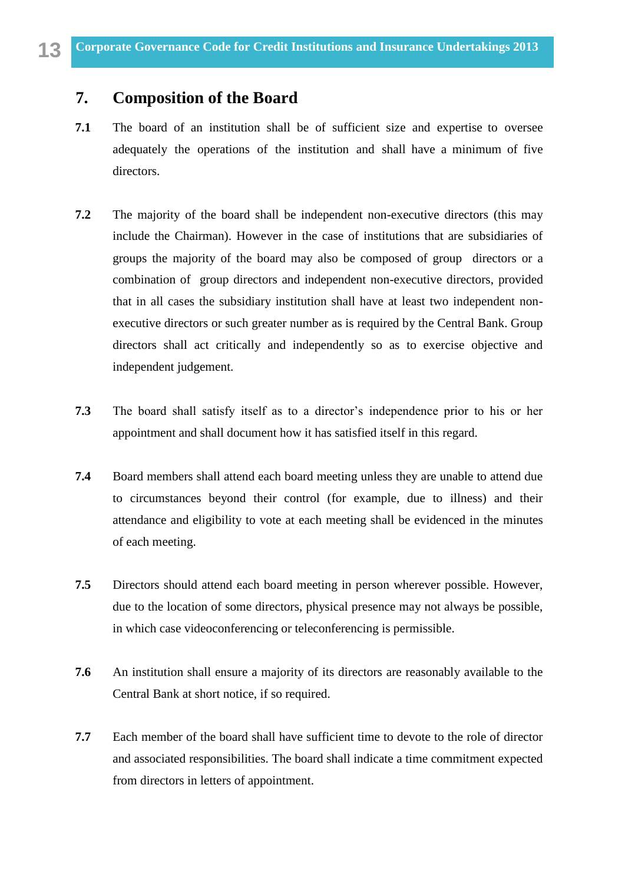## 7. Composition of the Board

**7.1** The board of an institution shall be of sufficient size and expertise to oversee adequately the operations of the institution and shall have a minimum of five directors.

**7.2** The majority of the board shall be independent non-executive directors (this may include the Chairman). However in the case of institutions that are subsidiaries of groups the majority of the board may also be composed of group directors or a combination of group directors and independent non-executive directors, provided that in all cases the subsidiary institution shall have at least two independent non-executive directors or such greater number as is required by the Central Bank. Group directors shall act critically and independently so as to exercise objective and independent judgement.

**7.3** The board shall satisfy itself as to a director's independence prior to his or her appointment and shall document how it has satisfied itself in this regard.

**7.4** Board members shall attend each board meeting unless they are unable to attend due to circumstances beyond their control (for example, due to illness) and their attendance and eligibility to vote at each meeting shall be evidenced in the minutes of each meeting.

**7.5** Directors should attend each board meeting in person wherever possible. However, due to the location of some directors, physical presence may not always be possible, in which case videoconferencing or teleconferencing is permissible.

**7.6** An institution shall ensure a majority of its directors are reasonably available to the Central Bank at short notice, if so required.

**7.7** Each member of the board shall have sufficient time to devote to the role of director and associated responsibilities. The board shall indicate a time commitment expected from directors in letters of appointment.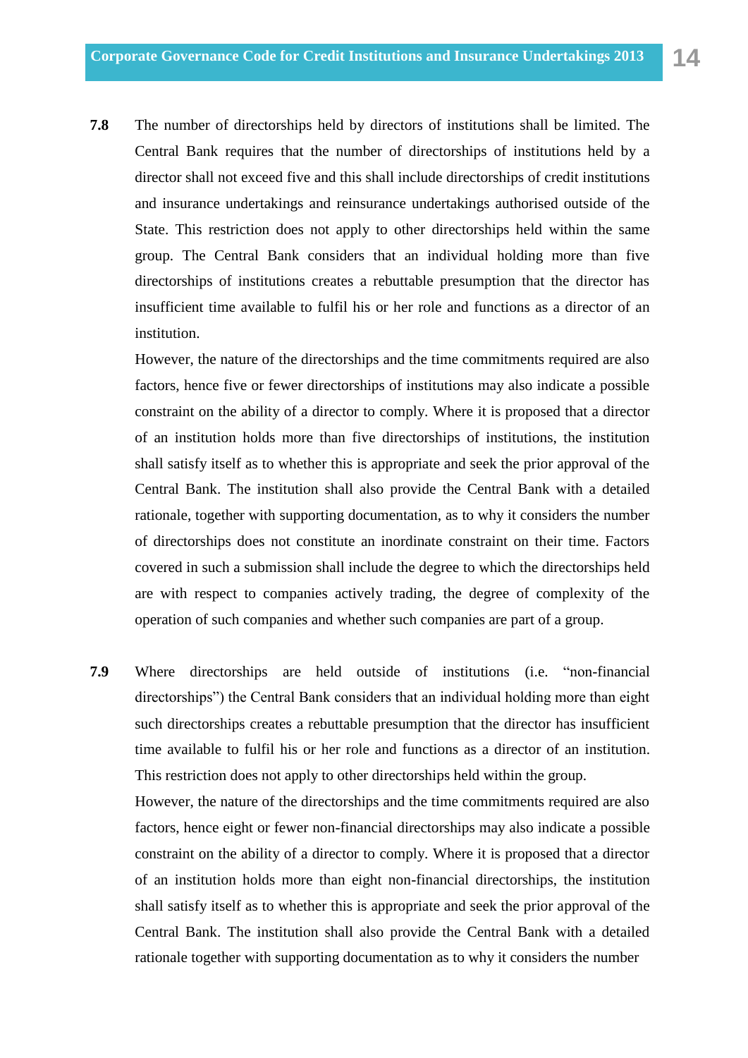**7.8** The number of directorships held by directors of institutions shall be limited. The Central Bank requires that the number of directorships of institutions held by a director shall not exceed five and this shall include directorships of credit institutions and insurance undertakings and reinsurance undertakings authorised outside of the State. This restriction does not apply to other directorships held within the same group. The Central Bank considers that an individual holding more than five directorships of institutions creates a rebuttable presumption that the director has insufficient time available to fulfil his or her role and functions as a director of an institution.

However, the nature of the directorships and the time commitments required are also factors, hence five or fewer directorships of institutions may also indicate a possible constraint on the ability of a director to comply. Where it is proposed that a director of an institution holds more than five directorships of institutions, the institution shall satisfy itself as to whether this is appropriate and seek the prior approval of the Central Bank. The institution shall also provide the Central Bank with a detailed rationale, together with supporting documentation, as to why it considers the number of directorships does not constitute an inordinate constraint on their time. Factors covered in such a submission shall include the degree to which the directorships held are with respect to companies actively trading, the degree of complexity of the operation of such companies and whether such companies are part of a group.

**7.9** Where directorships are held outside of institutions (i.e. "non-financial directorships") the Central Bank considers that an individual holding more than eight such directorships creates a rebuttable presumption that the director has insufficient time available to fulfil his or her role and functions as a director of an institution. This restriction does not apply to other directorships held within the group.

However, the nature of the directorships and the time commitments required are also factors, hence eight or fewer non-financial directorships may also indicate a possible constraint on the ability of a director to comply. Where it is proposed that a director of an institution holds more than eight non-financial directorships, the institution shall satisfy itself as to whether this is appropriate and seek the prior approval of the Central Bank. The institution shall also provide the Central Bank with a detailed rationale together with supporting documentation as to why it considers the number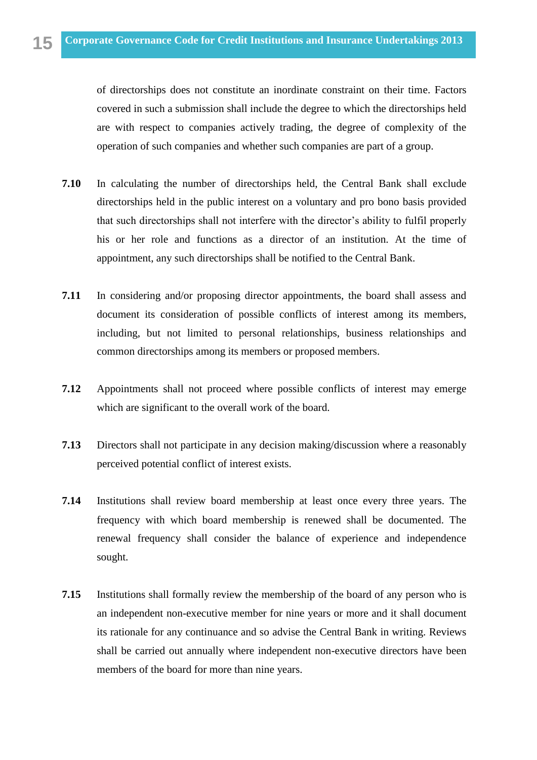of directorships does not constrain an inordinate constraint on their time. Factors covered in such a submission shall include the degree to which the directorships held are with respect to companies actively trading, the degree of complexity of the operation of such companies and whether such companies are part of a group.

**7.10** In calculating the number of directorships held, the Central Bank shall exclude directorships held in the public interest on a voluntary and pro bono basis provided that such directorships shall not interfere with the director's ability to fulfil properly his or her role and functions as a director of an institution. At the time of appointment, any such directorships shall be notified to the Central Bank.

**7.11** In considering and/or proposing director appointments, the board shall assess and document its consideration of possible conflicts of interest among its members, including, but not limited to personal relationships, business relationships and common directorships among its members or proposed members.

**7.12** Appointments shall not proceed where possible conflicts of interest may emerge which are significant to the overall work of the board.

**7.13** Directors shall not participate in any decision making/discussion where a reasonably perceived potential conflict of interest exists.

**7.14** Institutions shall review board membership at least once every three years. The frequency with which board membership is renewed shall be documented. The renewal frequency shall consider the balance of experience and independence sought.

**7.15** Institutions shall formally review the membership of the board of any person who is an independent non-executive member for nine years or more and it shall document its rationale for any continuance and so advise the Central Bank in writing. Reviews shall be carried out annually where independent non-executive directors have been members of the board for more than nine years.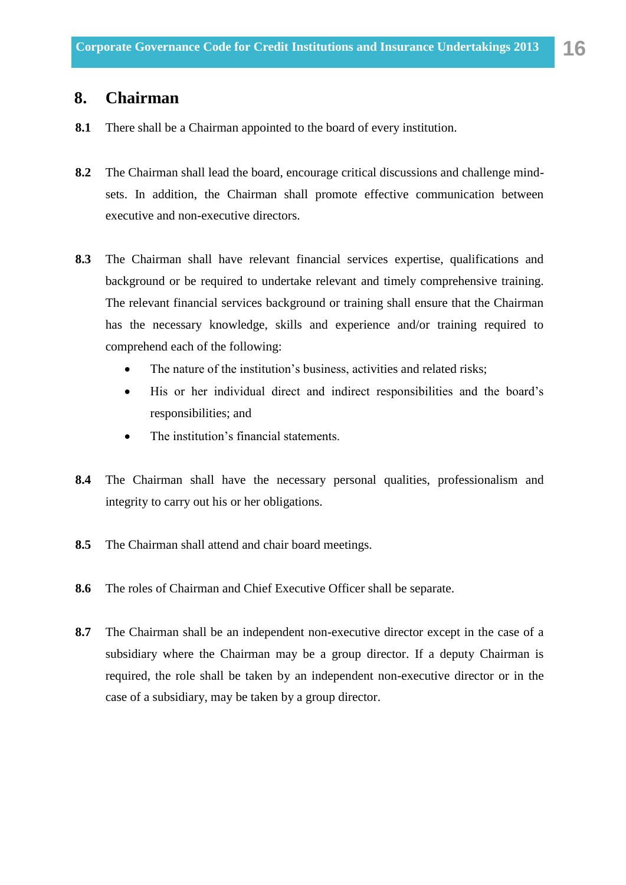## 8. Chairman

**8.1** There shall be a Chairman appointed to the board of every institution.

**8.2** The Chairman shall lead the board, encourage critical discussions and challenge mind-sets. In addition, the Chairman shall promote effective communication between executive and non-executive directors.

**8.3** The Chairman shall have relevant financial services expertise, qualifications and background or be required to undertake relevant and timely comprehensive training. The relevant financial services background or training shall ensure that the Chairman has the necessary knowledge, skills and experience and/or training required to comprehend each of the following:

- The nature of the institution's business, activities and related risks;
- His or her individual direct and indirect responsibilities and the board's responsibilities; and
- The institution's financial statements.

**8.4** The Chairman shall have the necessary personal qualities, professionalism and integrity to carry out his or her obligations.

**8.5** The Chairman shall attend and chair board meetings.

**8.6** The roles of Chairman and Chief Executive Officer shall be separate.

**8.7** The Chairman shall be an independent non-executive director except in the case of a subsidiary where the Chairman may be a group director. If a deputy Chairman is required, the role shall be taken by an independent non-executive director or in the case of a subsidiary, may be taken by a group director.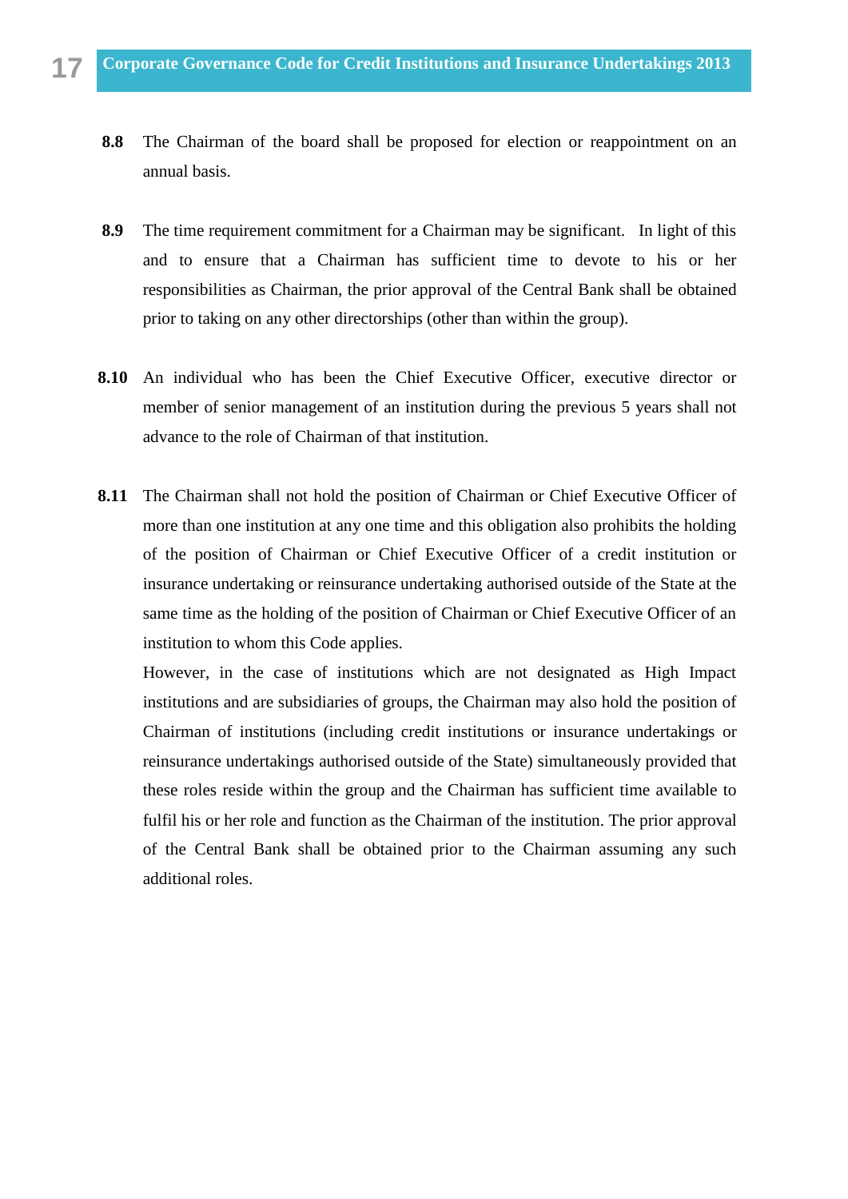**8.8** The Chairman of the board shall be proposed for election or reappointment on an annual basis.

**8.9** The time requirement commitment for a Chairman may be significant. In light of this and to ensure that a Chairman has sufficient time to devote to his or her responsibilities as Chairman, the prior approval of the Central Bank shall be obtained prior to taking on any other directorships (other than within the group).

**8.10** An individual who has been the Chief Executive Officer, executive director or member of senior management of an institution during the previous 5 years shall not advance to the role of Chairman of that institution.

**8.11** The Chairman shall not hold the position of Chairman or Chief Executive Officer of more than one institution at any one time and this obligation also prohibits the holding of the position of Chairman or Chief Executive Officer of a credit institution or insurance undertaking or reinsurance undertaking authorised outside of the State at the same time as the holding of the position of Chairman or Chief Executive Officer of an institution to whom this Code applies.

However, in the case of institutions which are not designated as High Impact institutions and are subsidiaries of groups, the Chairman may also hold the position of Chairman of institutions (including credit institutions or insurance undertakings or reinsurance undertakings authorised outside of the State) simultaneously provided that these roles reside within the group and the Chairman has sufficient time available to fulfil his or her role and function as the Chairman of the institution. The prior approval of the Central Bank shall be obtained prior to the Chairman assuming any such additional roles.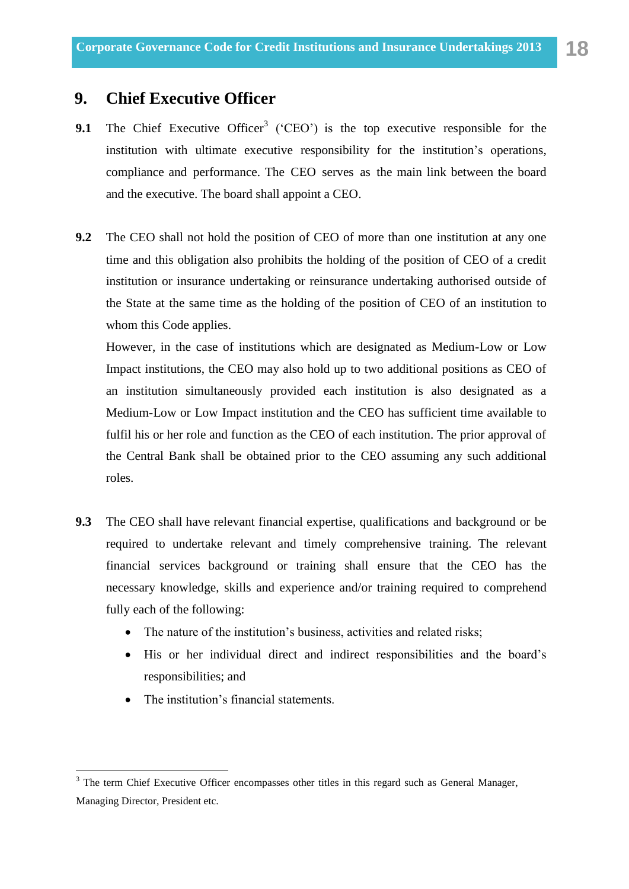## 9. Chief Executive Officer

**9.1** The Chief Executive Officer[3] ('CEO') is the top executive responsible for the institution with ultimate executive responsibility for the institution's operations, compliance and performance. The CEO serves as the main link between the board and the executive. The board shall appoint a CEO.

**9.2** The CEO shall not hold the position of CEO of more than one institution at any one time and this obligation also prohibits the holding of the position of CEO of a credit institution or insurance undertaking or reinsurance undertaking authorised outside of the State at the same time as the holding of the position of CEO of an institution to whom this Code applies.

However, in the case of institutions which are designated as Medium-Low or Low Impact institutions, the CEO may also hold up to two additional positions as CEO of an institution simultaneously provided each institution is also designated as a Medium-Low or Low Impact institution and the CEO has sufficient time available to fulfil his or her role and function as the CEO of each institution. The prior approval of the Central Bank shall be obtained prior to the CEO assuming any such additional roles.

**9.3** The CEO shall have relevant financial expertise, qualifications and background or be required to undertake relevant and timely comprehensive training. The relevant financial services background or training shall ensure that the CEO has the necessary knowledge, skills and experience and/or training required to comprehend fully each of the following:

- The nature of the institution's business, activities and related risks;
- His or her individual direct and indirect responsibilities and the board's responsibilities; and
- The institution's financial statements.

---

[3] The term Chief Executive Officer encompasses other titles in this regard such as General Manager, Managing Director, President etc.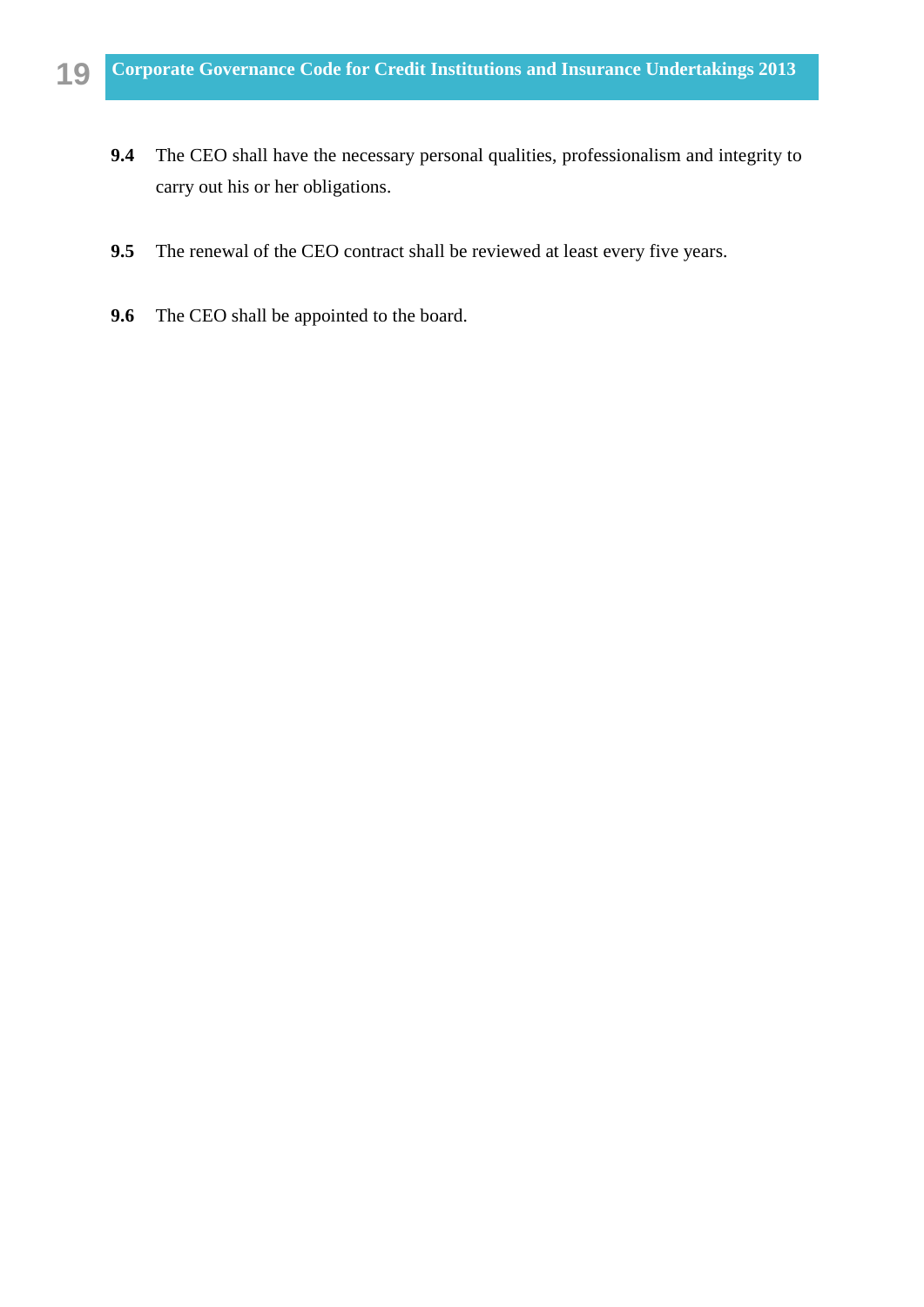**9.4** The CEO shall have the necessary personal qualities, professionalism and integrity to carry out his or her obligations.

**9.5** The renewal of the CEO contract shall be reviewed at least every five years.

**9.6** The CEO shall be appointed to the board.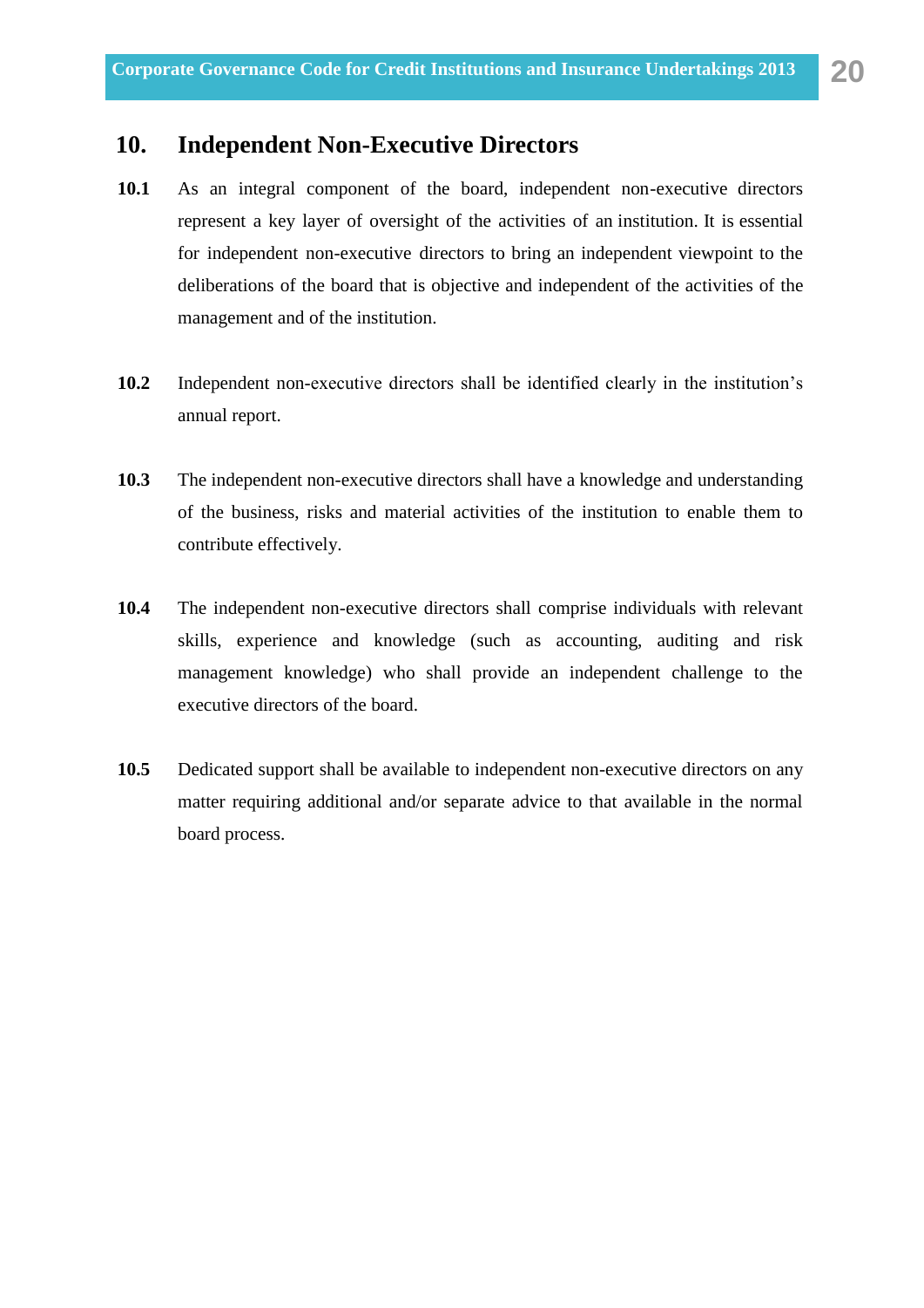## 10. Independent Non-Executive Directors

**10.1** As an integral component of the board, independent non-executive directors represent a key layer of oversight of the activities of an institution. It is essential for independent non-executive directors to bring an independent viewpoint to the deliberations of the board that is objective and independent of the activities of the management and of the institution.

**10.2** Independent non-executive directors shall be identified clearly in the institution's annual report.

**10.3** The independent non-executive directors shall have a knowledge and understanding of the business, risks and material activities of the institution to enable them to contribute effectively.

**10.4** The independent non-executive directors shall comprise individuals with relevant skills, experience and knowledge (such as accounting, auditing and risk management knowledge) who shall provide an independent challenge to the executive directors of the board.

**10.5** Dedicated support shall be available to independent non-executive directors on any matter requiring additional and/or separate advice to that available in the normal board process.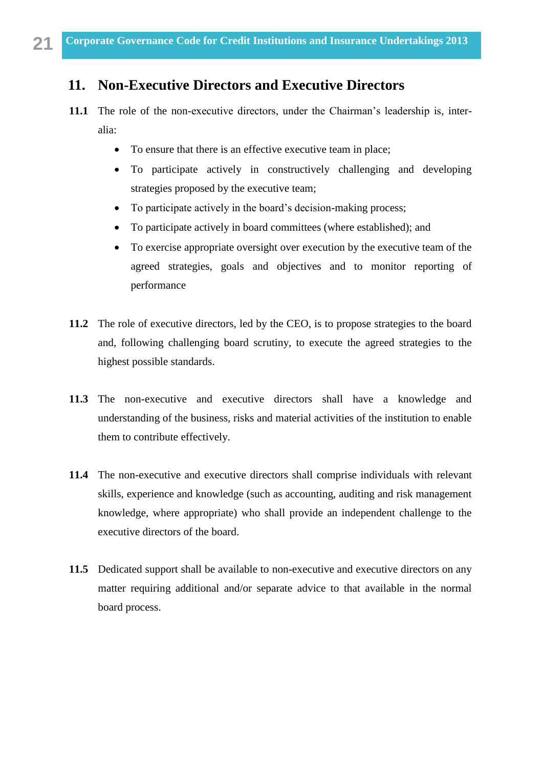## 11. Non-Executive Directors and Executive Directors

**11.1** The role of the non-executive directors, under the Chairman's leadership is, inter-alia:

- To ensure that there is an effective executive team in place;
- To participate actively in constructively challenging and developing strategies proposed by the executive team;
- To participate actively in the board's decision-making process;
- To participate actively in board committees (where established); and
- To exercise appropriate oversight over execution by the executive team of the agreed strategies, goals and objectives and to monitor reporting of performance

**11.2** The role of executive directors, led by the CEO, is to propose strategies to the board and, following challenging board scrutiny, to execute the agreed strategies to the highest possible standards.

**11.3** The non-executive and executive directors shall have a knowledge and understanding of the business, risks and material activities of the institution to enable them to contribute effectively.

**11.4** The non-executive and executive directors shall comprise individuals with relevant skills, experience and knowledge (such as accounting, auditing and risk management knowledge, where appropriate) who shall provide an independent challenge to the executive directors of the board.

**11.5** Dedicated support shall be available to non-executive and executive directors on any matter requiring additional and/or separate advice to that available in the normal board process.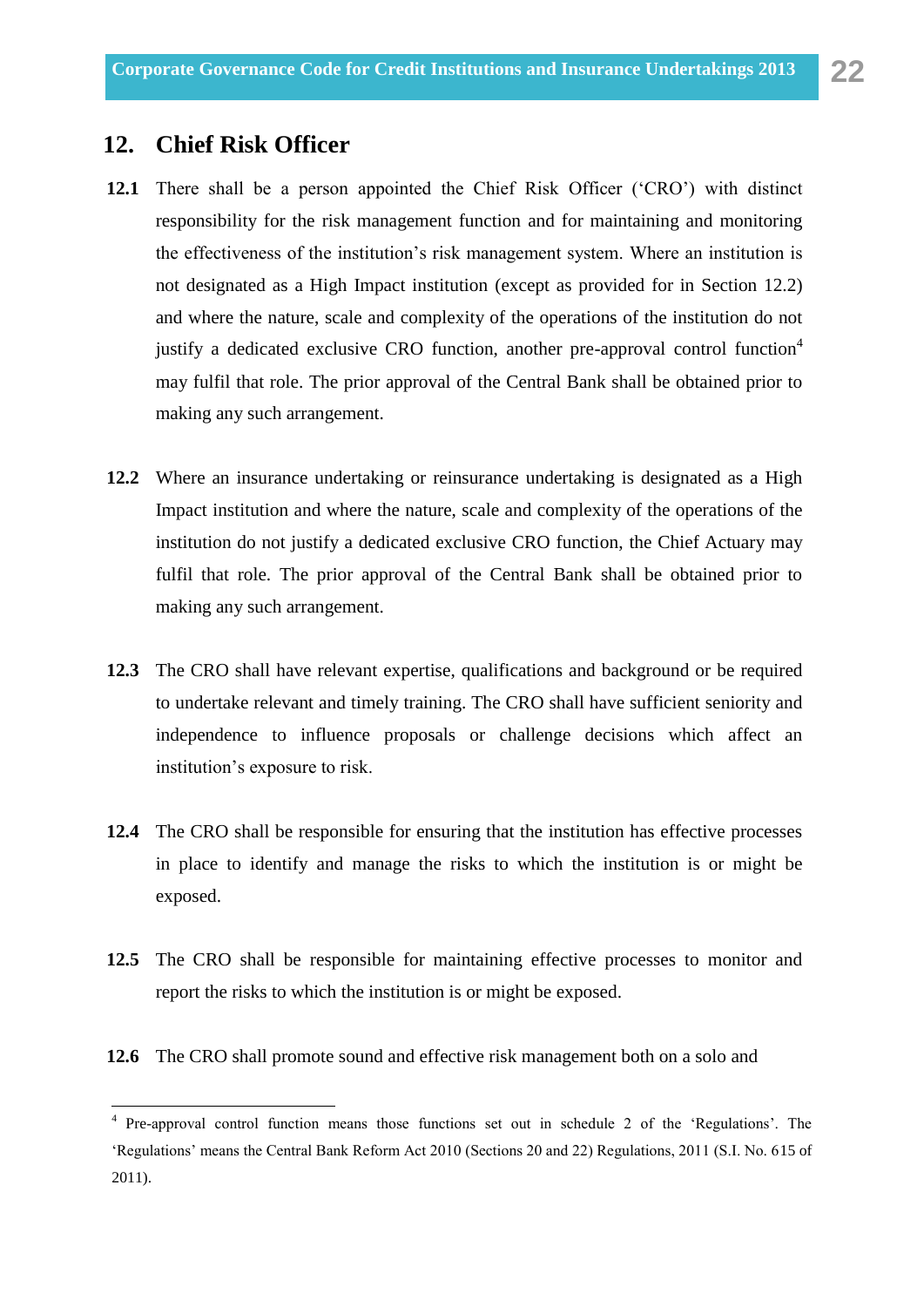## 12. Chief Risk Officer

**12.1** There shall be a person appointed the Chief Risk Officer ('CRO') with distinct responsibility for the risk management function and for maintaining and monitoring the effectiveness of the institution's risk management system. Where an institution is not designated as a High Impact institution (except as provided for in Section 12.2) and where the nature, scale and complexity of the operations of the institution do not justify a dedicated exclusive CRO function, another pre-approval control function[4] may fulfil that role. The prior approval of the Central Bank shall be obtained prior to making any such arrangement.

**12.2** Where an insurance undertaking or reinsurance undertaking is designated as a High Impact institution and where the nature, scale and complexity of the operations of the institution do not justify a dedicated exclusive CRO function, the Chief Actuary may fulfil that role. The prior approval of the Central Bank shall be obtained prior to making any such arrangement.

**12.3** The CRO shall have relevant expertise, qualifications and background or be required to undertake relevant and timely training. The CRO shall have sufficient seniority and independence to influence proposals or challenge decisions which affect an institution's exposure to risk.

**12.4** The CRO shall be responsible for ensuring that the institution has effective processes in place to identify and manage the risks to which the institution is or might be exposed.

**12.5** The CRO shall be responsible for maintaining effective processes to monitor and report the risks to which the institution is or might be exposed.

**12.6** The CRO shall promote sound and effective risk management both on a solo and

---

[4] Pre-approval control function means those functions set out in schedule 2 of the 'Regulations'. The 'Regulations' means the Central Bank Reform Act 2010 (Sections 20 and 22) Regulations, 2011 (S.I. No. 615 of 2011).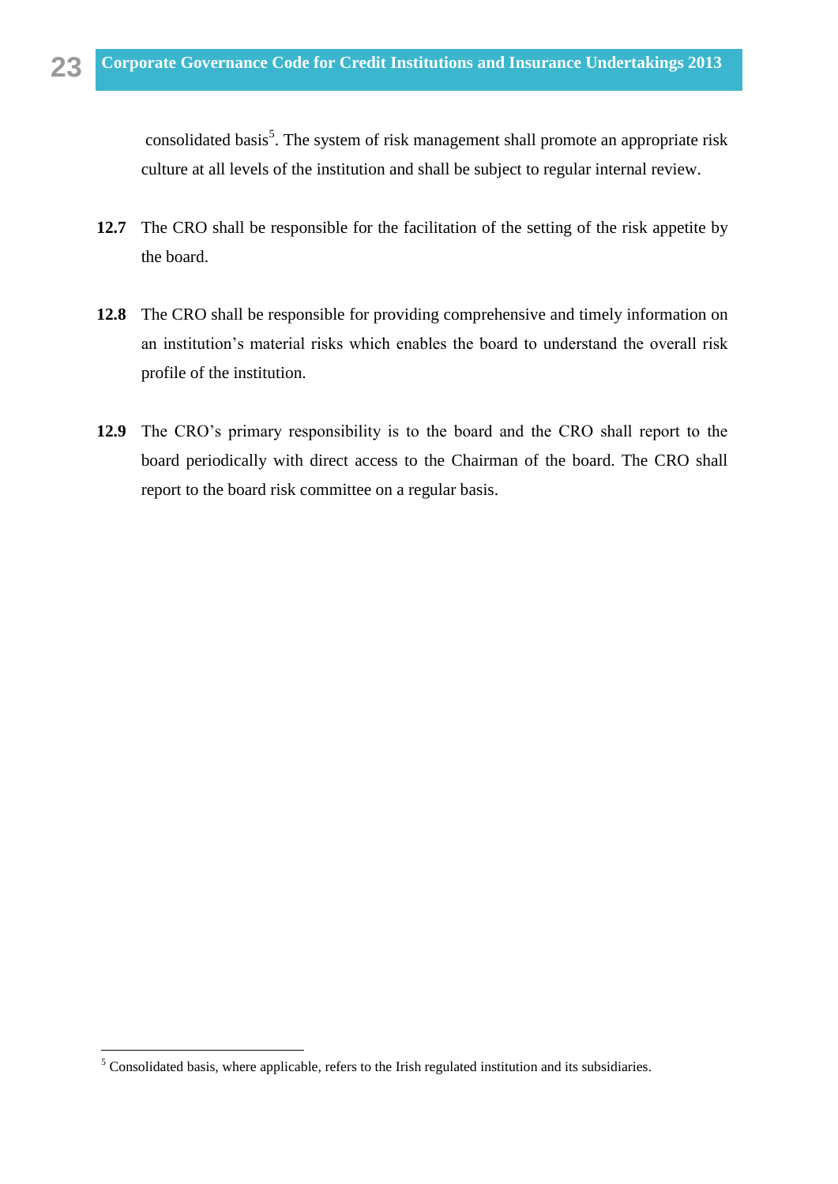consolidated basis[5]. The system of risk management shall promote an appropriate risk culture at all levels of the institution and shall be subject to regular internal review.

**12.7** The CRO shall be responsible for the facilitation of the setting of the risk appetite by the board.

**12.8** The CRO shall be responsible for providing comprehensive and timely information on an institution's material risks which enables the board to understand the overall risk profile of the institution.

**12.9** The CRO's primary responsibility is to the board and the CRO shall report to the board periodically with direct access to the Chairman of the board. The CRO shall report to the board risk committee on a regular basis.

---

[5] Consolidated basis, where applicable, refers to the Irish regulated institution and its subsidiaries.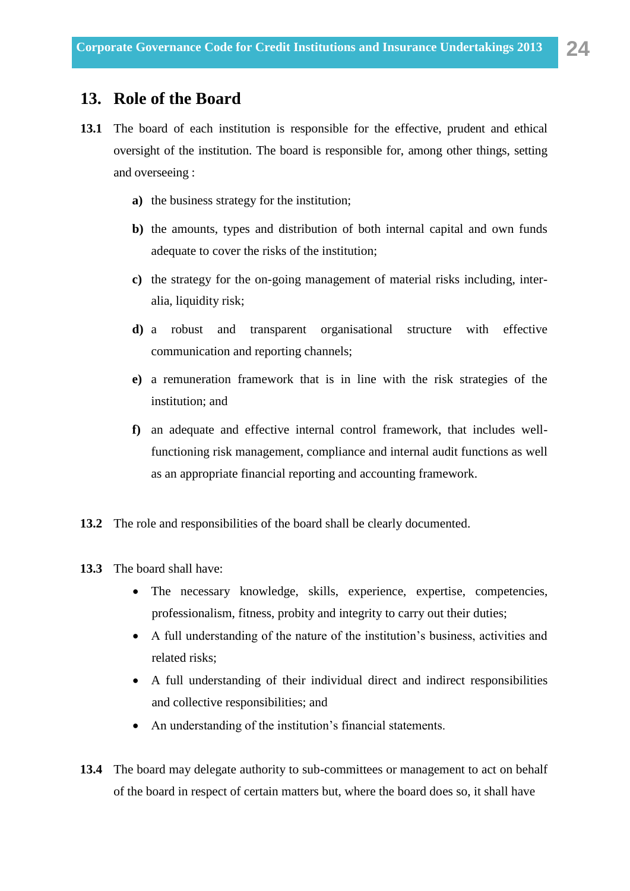## 13. Role of the Board

**13.1** The board of each institution is responsible for the effective, prudent and ethical oversight of the institution. The board is responsible for, among other things, setting and overseeing :

- **a)** the business strategy for the institution;
- **b)** the amounts, types and distribution of both internal capital and own funds adequate to cover the risks of the institution;
- **c)** the strategy for the on-going management of material risks including, inter-alia, liquidity risk;
- **d)** a robust and transparent organisational structure with effective communication and reporting channels;
- **e)** a remuneration framework that is in line with the risk strategies of the institution; and
- **f)** an adequate and effective internal control framework, that includes well-functioning risk management, compliance and internal audit functions as well as an appropriate financial reporting and accounting framework.

**13.2** The role and responsibilities of the board shall be clearly documented.

**13.3** The board shall have:

- The necessary knowledge, skills, experience, expertise, competencies, professionalism, fitness, probity and integrity to carry out their duties;
- A full understanding of the nature of the institution's business, activities and related risks;
- A full understanding of their individual direct and indirect responsibilities and collective responsibilities; and
- An understanding of the institution's financial statements.

**13.4** The board may delegate authority to sub-committees or management to act on behalf of the board in respect of certain matters but, where the board does so, it shall have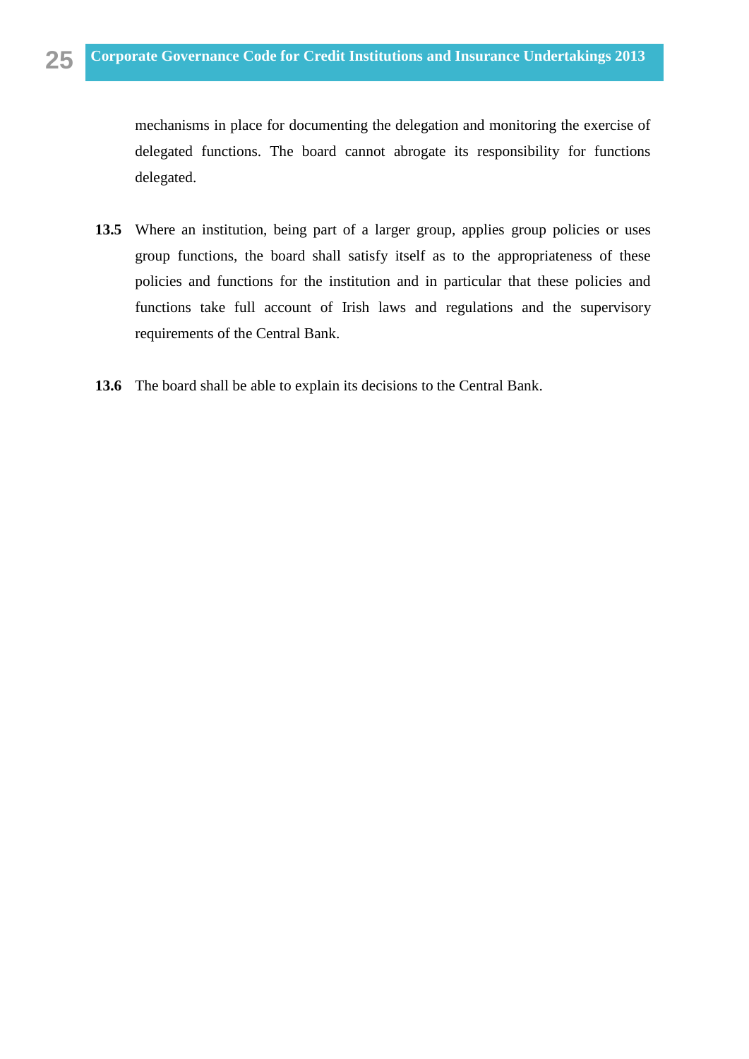mechanisms in place for documenting the delegation and monitoring the exercise of delegated functions. The board cannot abrogate its responsibility for functions delegated.

**13.5** Where an institution, being part of a larger group, applies group policies or uses group functions, the board shall satisfy itself as to the appropriateness of these policies and functions for the institution and in particular that these policies and functions take full account of Irish laws and regulations and the supervisory requirements of the Central Bank.

**13.6** The board shall be able to explain its decisions to the Central Bank.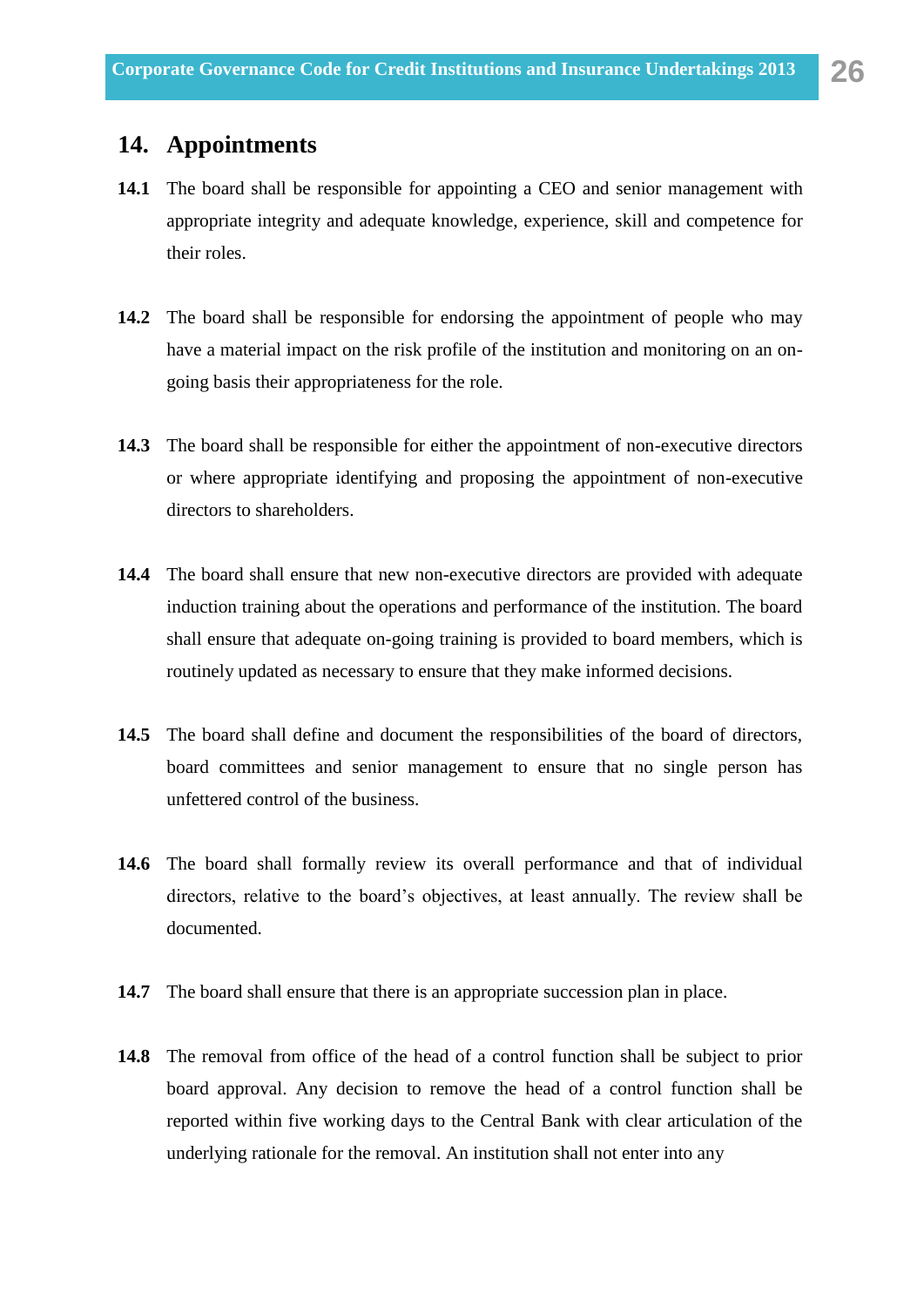## 14. Appointments

**14.1** The board shall be responsible for appointing a CEO and senior management with appropriate integrity and adequate knowledge, experience, skill and competence for their roles.

**14.2** The board shall be responsible for endorsing the appointment of people who may have a material impact on the risk profile of the institution and monitoring on an on-going basis their appropriateness for the role.

**14.3** The board shall be responsible for either the appointment of non-executive directors or where appropriate identifying and proposing the appointment of non-executive directors to shareholders.

**14.4** The board shall ensure that new non-executive directors are provided with adequate induction training about the operations and performance of the institution. The board shall ensure that adequate on-going training is provided to board members, which is routinely updated as necessary to ensure that they make informed decisions.

**14.5** The board shall define and document the responsibilities of the board of directors, board committees and senior management to ensure that no single person has unfettered control of the business.

**14.6** The board shall formally review its overall performance and that of individual directors, relative to the board's objectives, at least annually. The review shall be documented.

**14.7** The board shall ensure that there is an appropriate succession plan in place.

**14.8** The removal from office of the head of a control function shall be subject to prior board approval. Any decision to remove the head of a control function shall be reported within five working days to the Central Bank with clear articulation of the underlying rationale for the removal. An institution shall not enter into any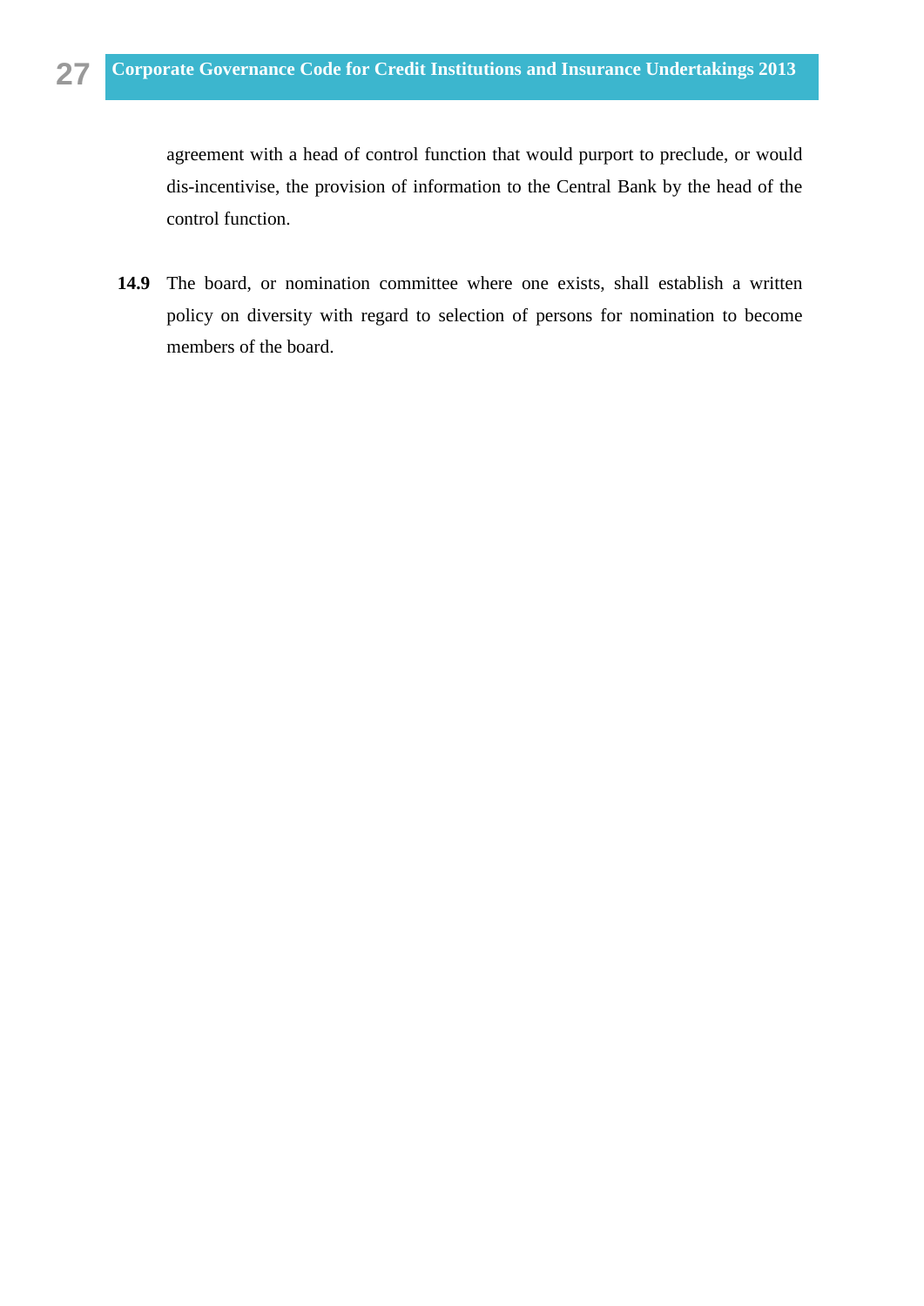agreement with a head of control function that would purport to preclude, or would dis-incentivise, the provision of information to the Central Bank by the head of the control function.

**14.9** The board, or nomination committee where one exists, shall establish a written policy on diversity with regard to selection of persons for nomination to become members of the board.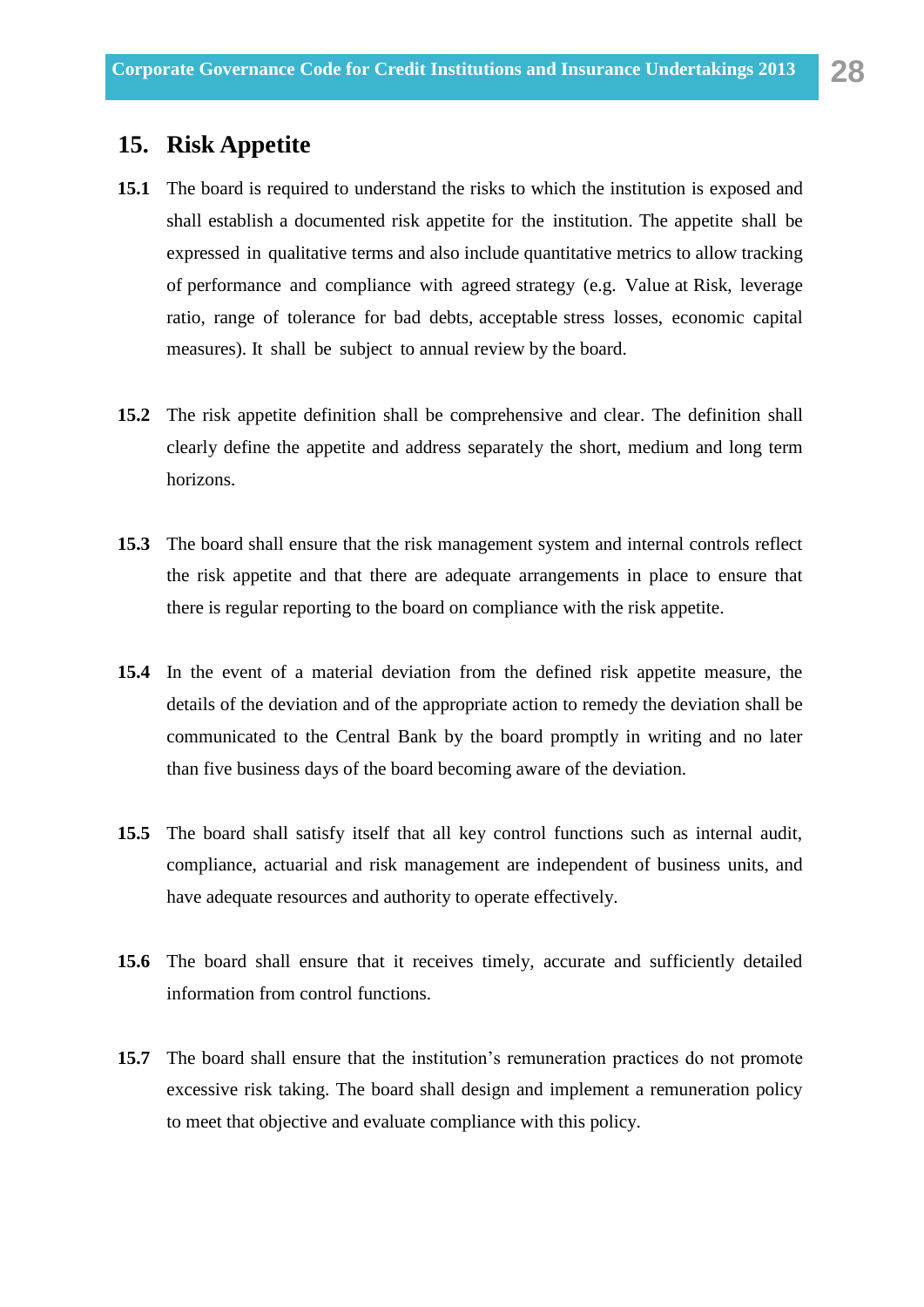## 15. Risk Appetite

**15.1** The board is required to understand the risks to which the institution is exposed and shall establish a documented risk appetite for the institution. The appetite shall be expressed in qualitative terms and also include quantitative metrics to allow tracking of performance and compliance with agreed strategy (e.g. Value at Risk, leverage ratio, range of tolerance for bad debts, acceptable stress losses, economic capital measures). It shall be subject to annual review by the board.

**15.2** The risk appetite definition shall be comprehensive and clear. The definition shall clearly define the appetite and address separately the short, medium and long term horizons.

**15.3** The board shall ensure that the risk management system and internal controls reflect the risk appetite and that there are adequate arrangements in place to ensure that there is regular reporting to the board on compliance with the risk appetite.

**15.4** In the event of a material deviation from the defined risk appetite measure, the details of the deviation and of the appropriate action to remedy the deviation shall be communicated to the Central Bank by the board promptly in writing and no later than five business days of the board becoming aware of the deviation.

**15.5** The board shall satisfy itself that all key control functions such as internal audit, compliance, actuarial and risk management are independent of business units, and have adequate resources and authority to operate effectively.

**15.6** The board shall ensure that it receives timely, accurate and sufficiently detailed information from control functions.

**15.7** The board shall ensure that the institution's remuneration practices do not promote excessive risk taking. The board shall design and implement a remuneration policy to meet that objective and evaluate compliance with this policy.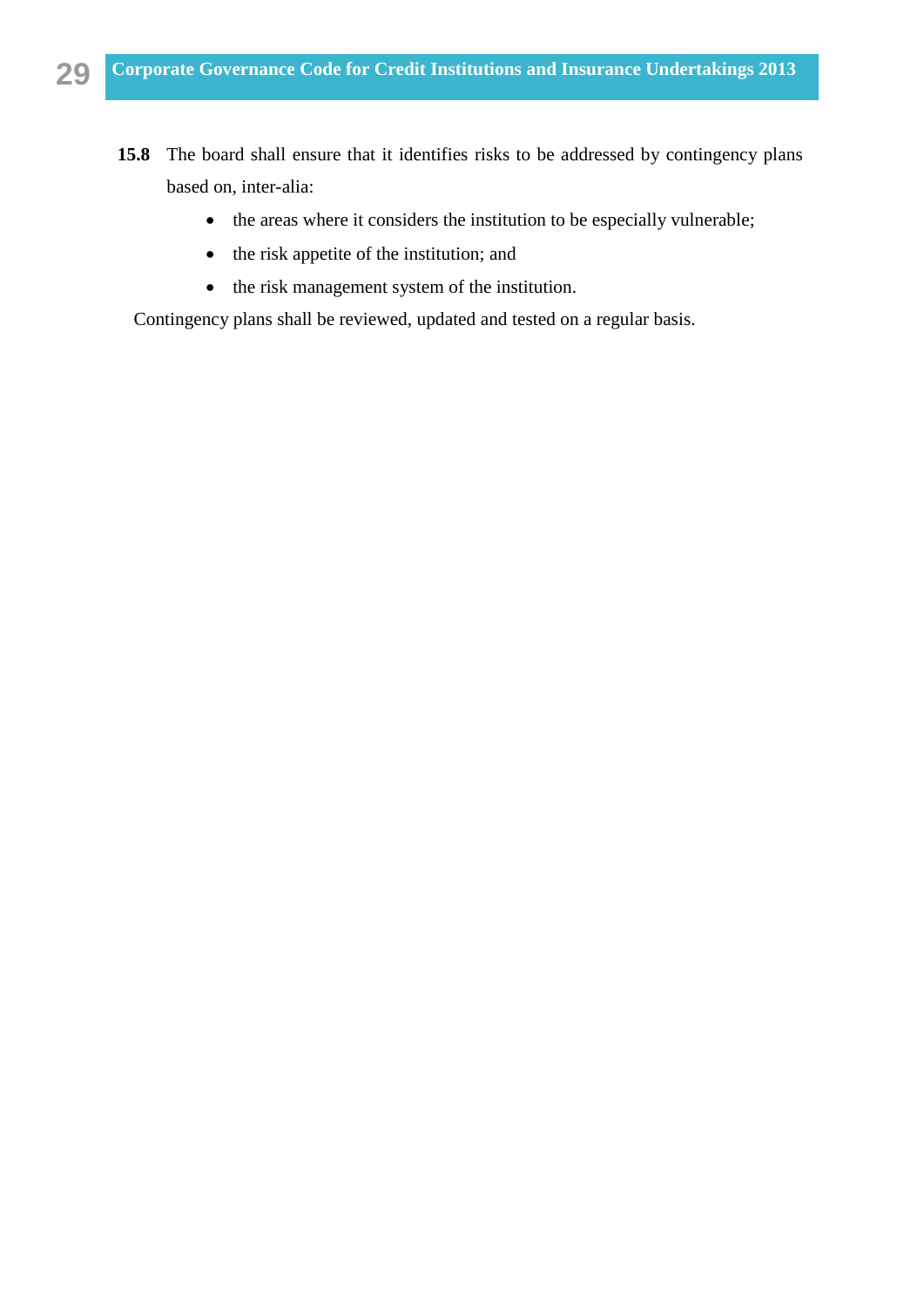**15.8** The board shall ensure that it identifies risks to be addressed by contingency plans based on, inter-alia:

- the areas where it considers the institution to be especially vulnerable;
- the risk appetite of the institution; and
- the risk management system of the institution.

Contingency plans shall be reviewed, updated and tested on a regular basis.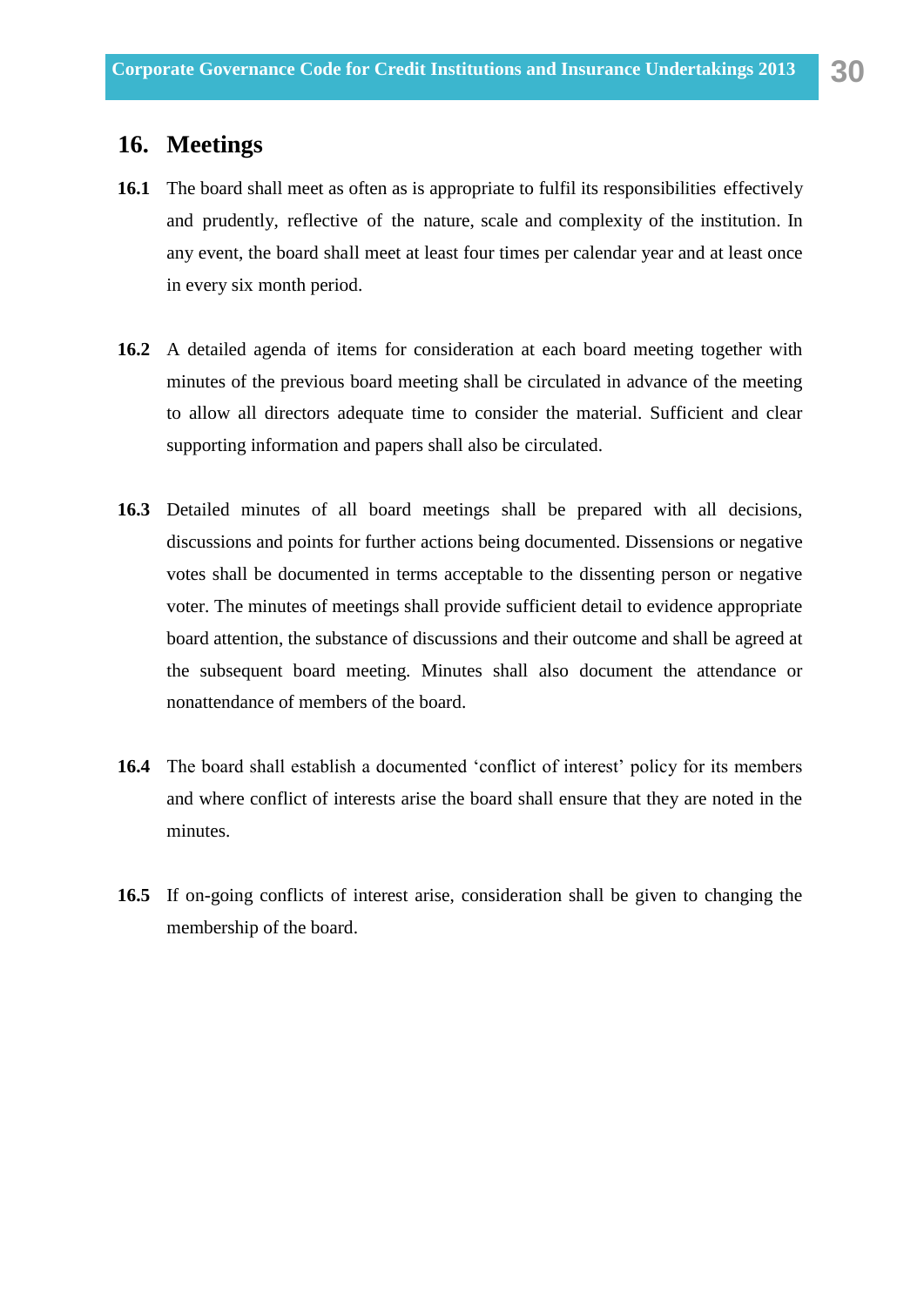## 16. Meetings

**16.1** The board shall meet as often as is appropriate to fulfil its responsibilities effectively and prudently, reflective of the nature, scale and complexity of the institution. In any event, the board shall meet at least four times per calendar year and at least once in every six month period.

**16.2** A detailed agenda of items for consideration at each board meeting together with minutes of the previous board meeting shall be circulated in advance of the meeting to allow all directors adequate time to consider the material. Sufficient and clear supporting information and papers shall also be circulated.

**16.3** Detailed minutes of all board meetings shall be prepared with all decisions, discussions and points for further actions being documented. Dissensions or negative votes shall be documented in terms acceptable to the dissenting person or negative voter. The minutes of meetings shall provide sufficient detail to evidence appropriate board attention, the substance of discussions and their outcome and shall be agreed at the subsequent board meeting. Minutes shall also document the attendance or nonattendance of members of the board.

**16.4** The board shall establish a documented 'conflict of interest' policy for its members and where conflict of interests arise the board shall ensure that they are noted in the minutes.

**16.5** If on-going conflicts of interest arise, consideration shall be given to changing the membership of the board.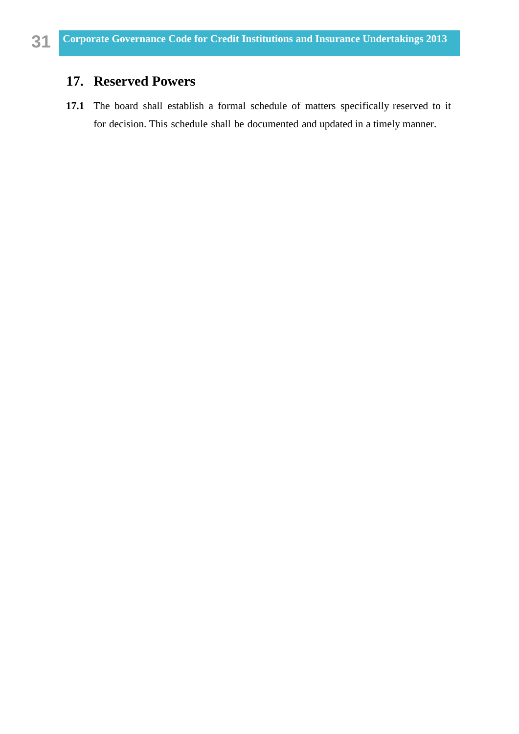## 17. Reserved Powers

**17.1** The board shall establish a formal schedule of matters specifically reserved to it for decision. This schedule shall be documented and updated in a timely manner.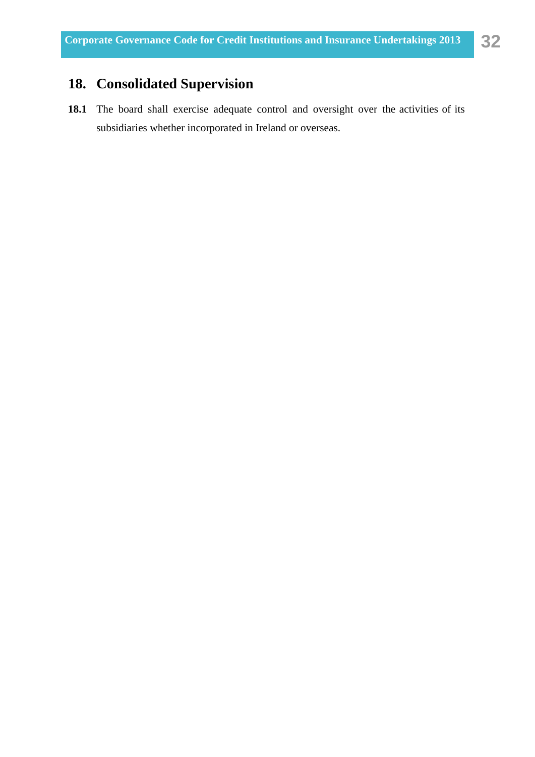## 18. Consolidated Supervision

**18.1** The board shall exercise adequate control and oversight over the activities of its subsidiaries whether incorporated in Ireland or overseas.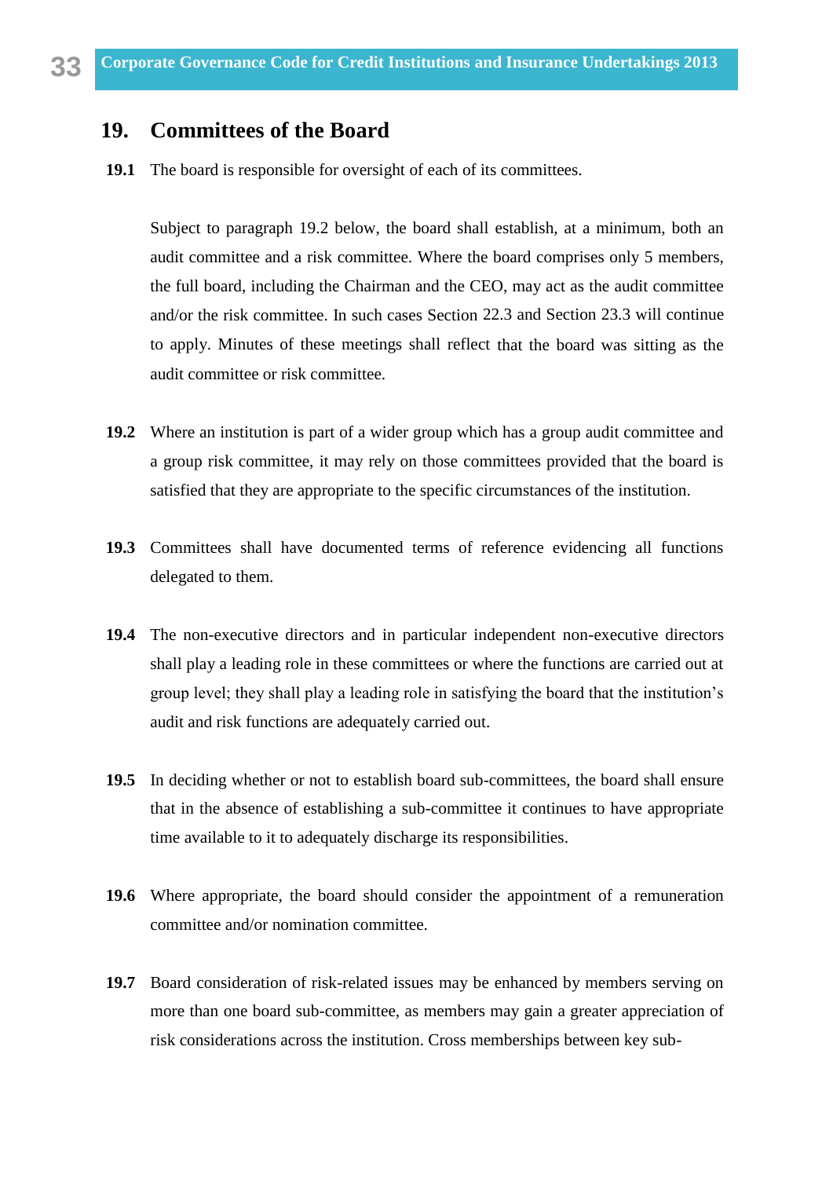## 19. Committees of the Board

**19.1** The board is responsible for oversight of each of its committees.

Subject to paragraph 19.2 below, the board shall establish, at a minimum, both an audit committee and a risk committee. Where the board comprises only 5 members, the full board, including the Chairman and the CEO, may act as the audit committee and/or the risk committee. In such cases Section 22.3 and Section 23.3 will continue to apply. Minutes of these meetings shall reflect that the board was sitting as the audit committee or risk committee.

**19.2** Where an institution is part of a wider group which has a group audit committee and a group risk committee, it may rely on those committees provided that the board is satisfied that they are appropriate to the specific circumstances of the institution.

**19.3** Committees shall have documented terms of reference evidencing all functions delegated to them.

**19.4** The non-executive directors and in particular independent non-executive directors shall play a leading role in these committees or where the functions are carried out at group level; they shall play a leading role in satisfying the board that the institution's audit and risk functions are adequately carried out.

**19.5** In deciding whether or not to establish board sub-committees, the board shall ensure that in the absence of establishing a sub-committee it continues to have appropriate time available to it to adequately discharge its responsibilities.

**19.6** Where appropriate, the board should consider the appointment of a remuneration committee and/or nomination committee.

**19.7** Board consideration of risk-related issues may be enhanced by members serving on more than one board sub-committee, as members may gain a greater appreciation of risk considerations across the institution. Cross memberships between key sub-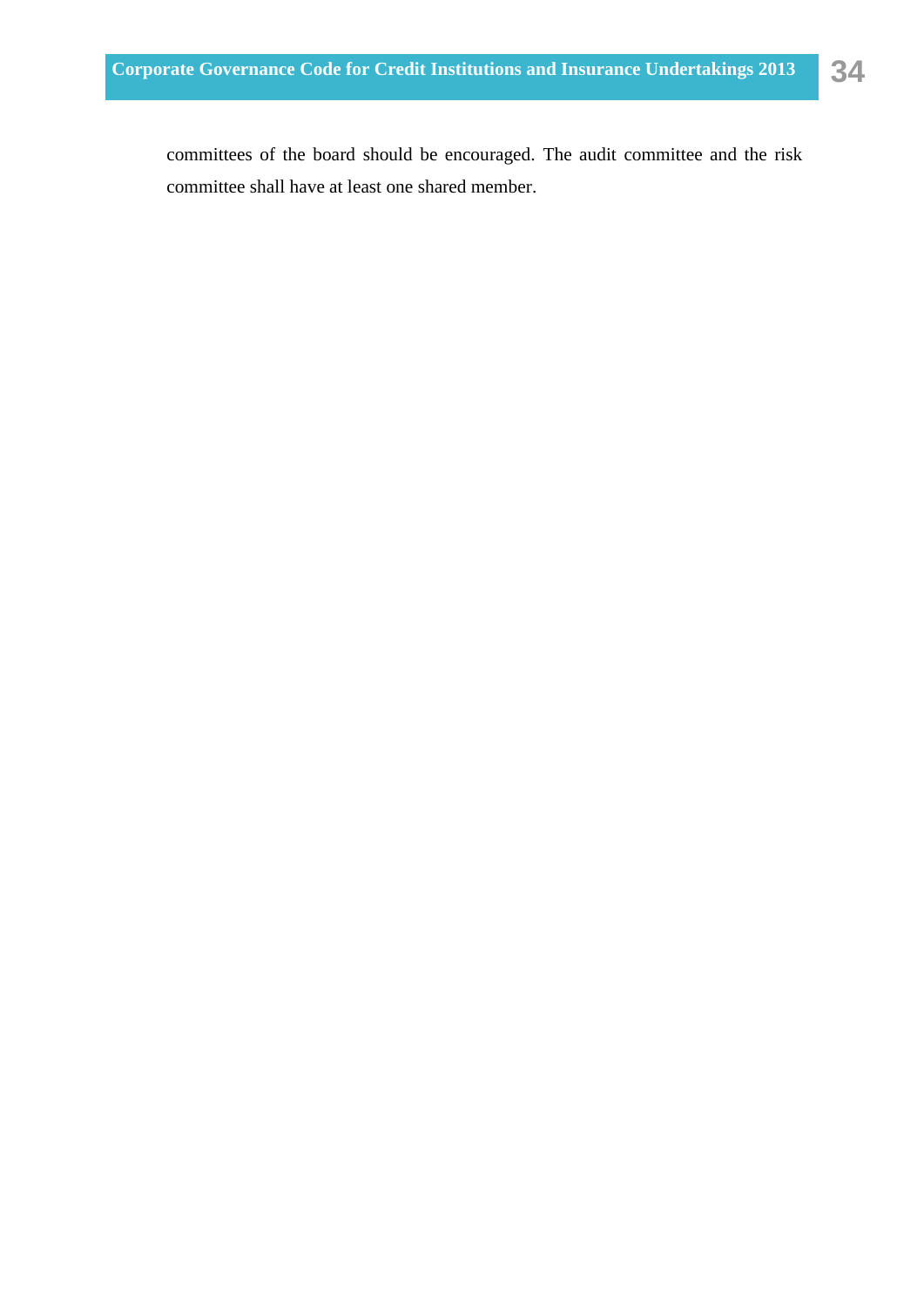committees of the board should be encouraged. The audit committee and the risk committee shall have at least one shared member.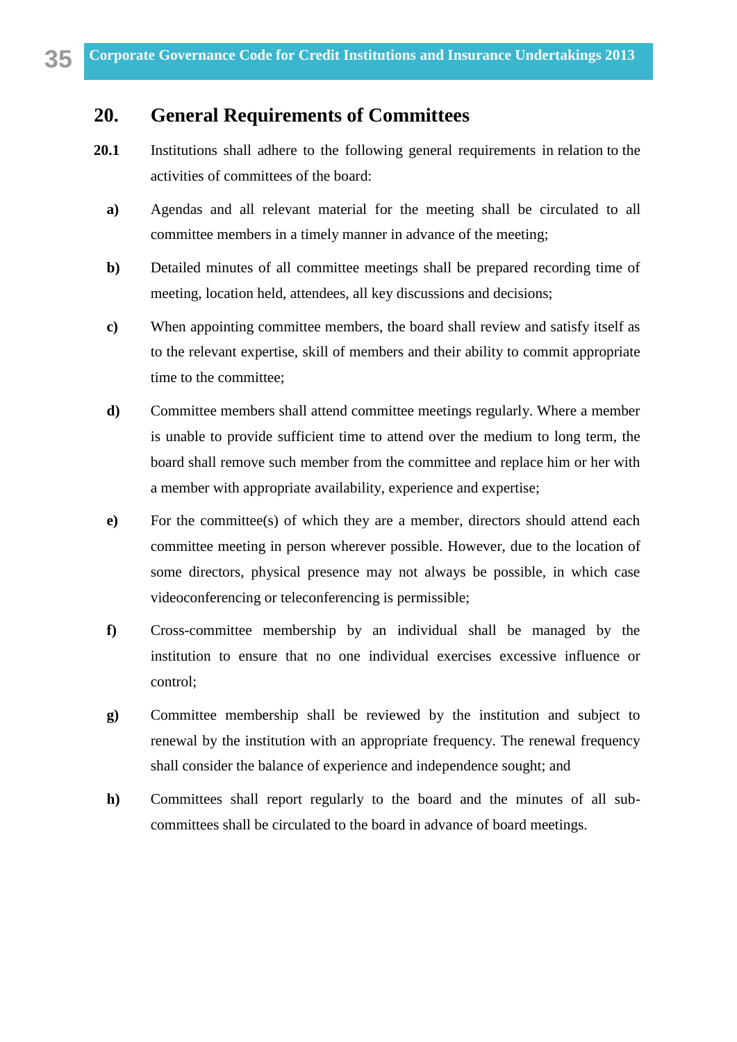## 20. General Requirements of Committees

**20.1** Institutions shall adhere to the following general requirements in relation to the activities of committees of the board:

**a)** Agendas and all relevant material for the meeting shall be circulated to all committee members in a timely manner in advance of the meeting;

**b)** Detailed minutes of all committee meetings shall be prepared recording time of meeting, location held, attendees, all key discussions and decisions;

**c)** When appointing committee members, the board shall review and satisfy itself as to the relevant expertise, skill of members and their ability to commit appropriate time to the committee;

**d)** Committee members shall attend committee meetings regularly. Where a member is unable to provide sufficient time to attend over the medium to long term, the board shall remove such member from the committee and replace him or her with a member with appropriate availability, experience and expertise;

**e)** For the committee(s) of which they are a member, directors should attend each committee meeting in person wherever possible. However, due to the location of some directors, physical presence may not always be possible, in which case videoconferencing or teleconferencing is permissible;

**f)** Cross-committee membership by an individual shall be managed by the institution to ensure that no one individual exercises excessive influence or control;

**g)** Committee membership shall be reviewed by the institution and subject to renewal by the institution with an appropriate frequency. The renewal frequency shall consider the balance of experience and independence sought; and

**h)** Committees shall report regularly to the board and the minutes of all sub-committees shall be circulated to the board in advance of board meetings.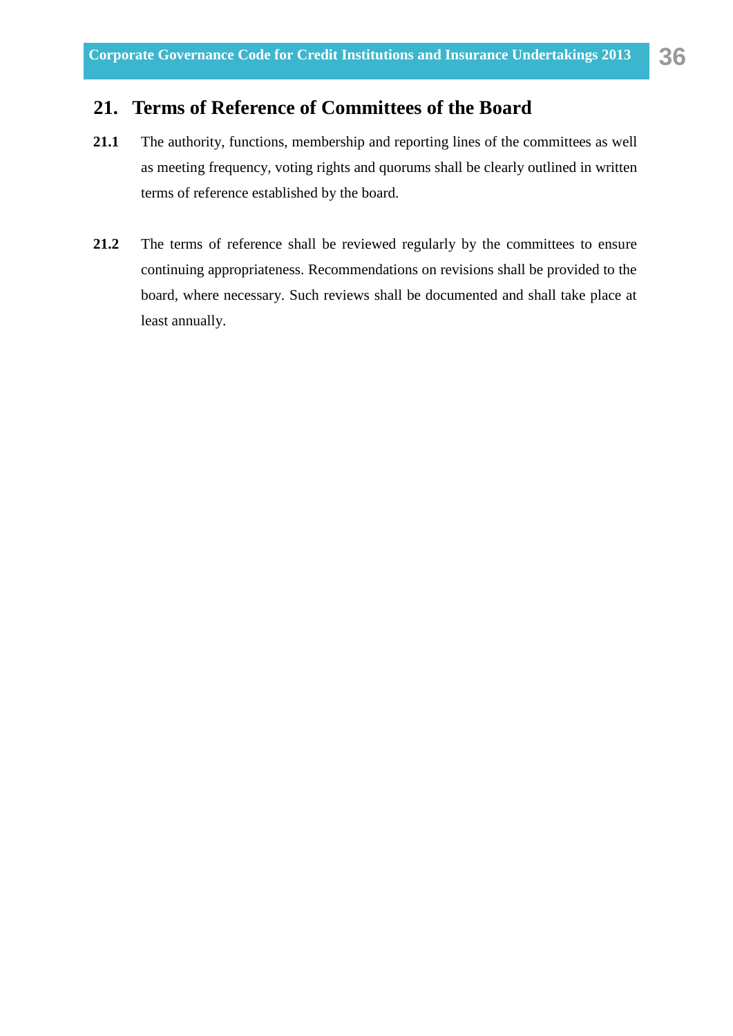## 21. Terms of Reference of Committees of the Board

**21.1** The authority, functions, membership and reporting lines of the committees as well as meeting frequency, voting rights and quorums shall be clearly outlined in written terms of reference established by the board.

**21.2** The terms of reference shall be reviewed regularly by the committees to ensure continuing appropriateness. Recommendations on revisions shall be provided to the board, where necessary. Such reviews shall be documented and shall take place at least annually.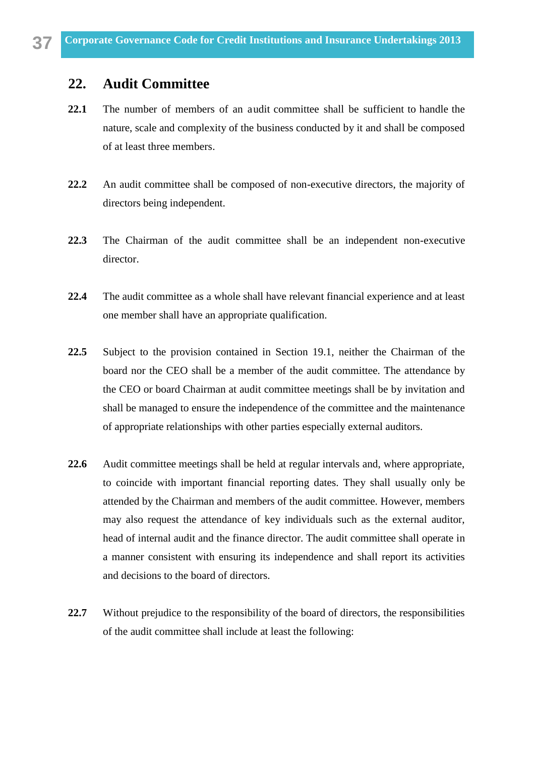## 22. Audit Committee

**22.1** The number of members of an audit committee shall be sufficient to handle the nature, scale and complexity of the business conducted by it and shall be composed of at least three members.

**22.2** An audit committee shall be composed of non-executive directors, the majority of directors being independent.

**22.3** The Chairman of the audit committee shall be an independent non-executive director.

**22.4** The audit committee as a whole shall have relevant financial experience and at least one member shall have an appropriate qualification.

**22.5** Subject to the provision contained in Section 19.1, neither the Chairman of the board nor the CEO shall be a member of the audit committee. The attendance by the CEO or board Chairman at audit committee meetings shall be by invitation and shall be managed to ensure the independence of the committee and the maintenance of appropriate relationships with other parties especially external auditors.

**22.6** Audit committee meetings shall be held at regular intervals and, where appropriate, to coincide with important financial reporting dates. They shall usually only be attended by the Chairman and members of the audit committee. However, members may also request the attendance of key individuals such as the external auditor, head of internal audit and the finance director. The audit committee shall operate in a manner consistent with ensuring its independence and shall report its activities and decisions to the board of directors.

**22.7** Without prejudice to the responsibility of the board of directors, the responsibilities of the audit committee shall include at least the following: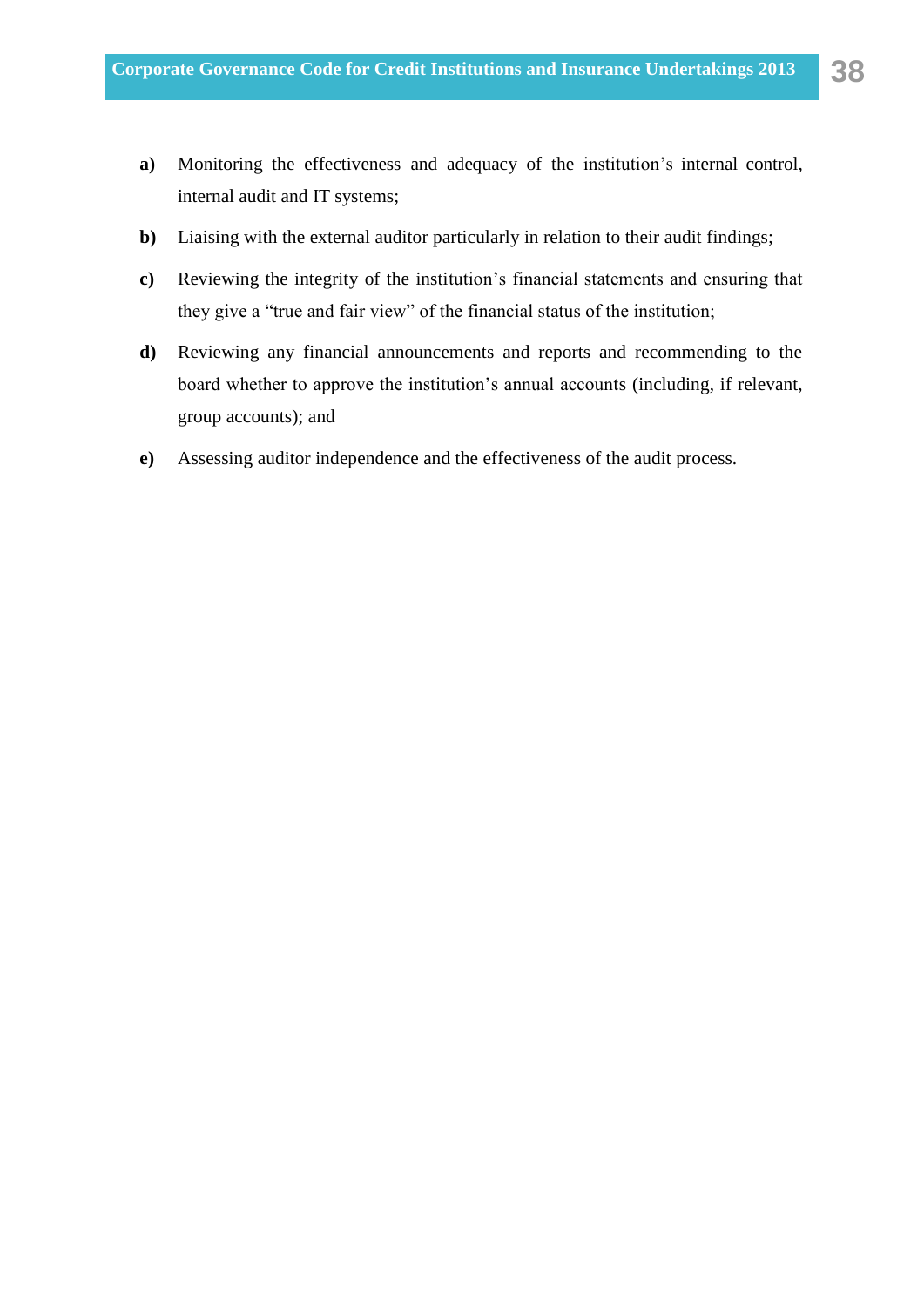**a)** Monitoring the effectiveness and adequacy of the institution's internal control, internal audit and IT systems;

**b)** Liaising with the external auditor particularly in relation to their audit findings;

**c)** Reviewing the integrity of the institution's financial statements and ensuring that they give a "true and fair view" of the financial status of the institution;

**d)** Reviewing any financial announcements and reports and recommending to the board whether to approve the institution's annual accounts (including, if relevant, group accounts); and

**e)** Assessing auditor independence and the effectiveness of the audit process.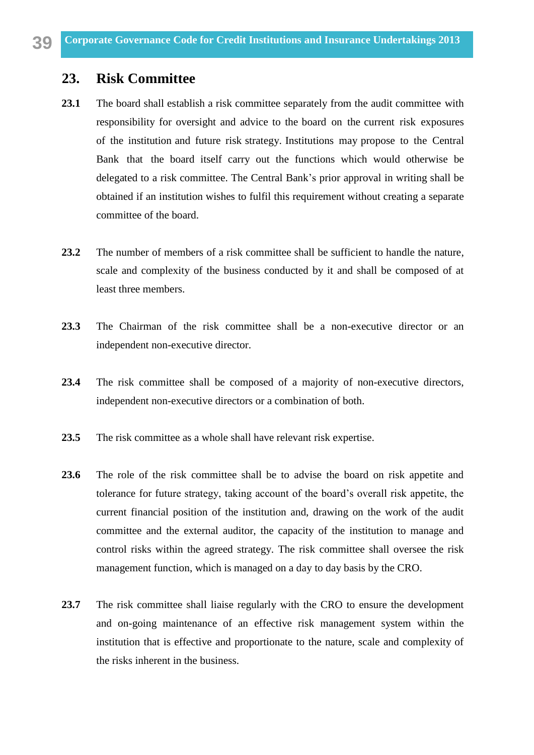## 23. Risk Committee

**23.1** The board shall establish a risk committee separately from the audit committee with responsibility for oversight and advice to the board on the current risk exposures of the institution and future risk strategy. Institutions may propose to the Central Bank that the board itself carry out the functions which would otherwise be delegated to a risk committee. The Central Bank's prior approval in writing shall be obtained if an institution wishes to fulfil this requirement without creating a separate committee of the board.

**23.2** The number of members of a risk committee shall be sufficient to handle the nature, scale and complexity of the business conducted by it and shall be composed of at least three members.

**23.3** The Chairman of the risk committee shall be a non-executive director or an independent non-executive director.

**23.4** The risk committee shall be composed of a majority of non-executive directors, independent non-executive directors or a combination of both.

**23.5** The risk committee as a whole shall have relevant risk expertise.

**23.6** The role of the risk committee shall be to advise the board on risk appetite and tolerance for future strategy, taking account of the board's overall risk appetite, the current financial position of the institution and, drawing on the work of the audit committee and the external auditor, the capacity of the institution to manage and control risks within the agreed strategy. The risk committee shall oversee the risk management function, which is managed on a day to day basis by the CRO.

**23.7** The risk committee shall liaise regularly with the CRO to ensure the development and on-going maintenance of an effective risk management system within the institution that is effective and proportionate to the nature, scale and complexity of the risks inherent in the business.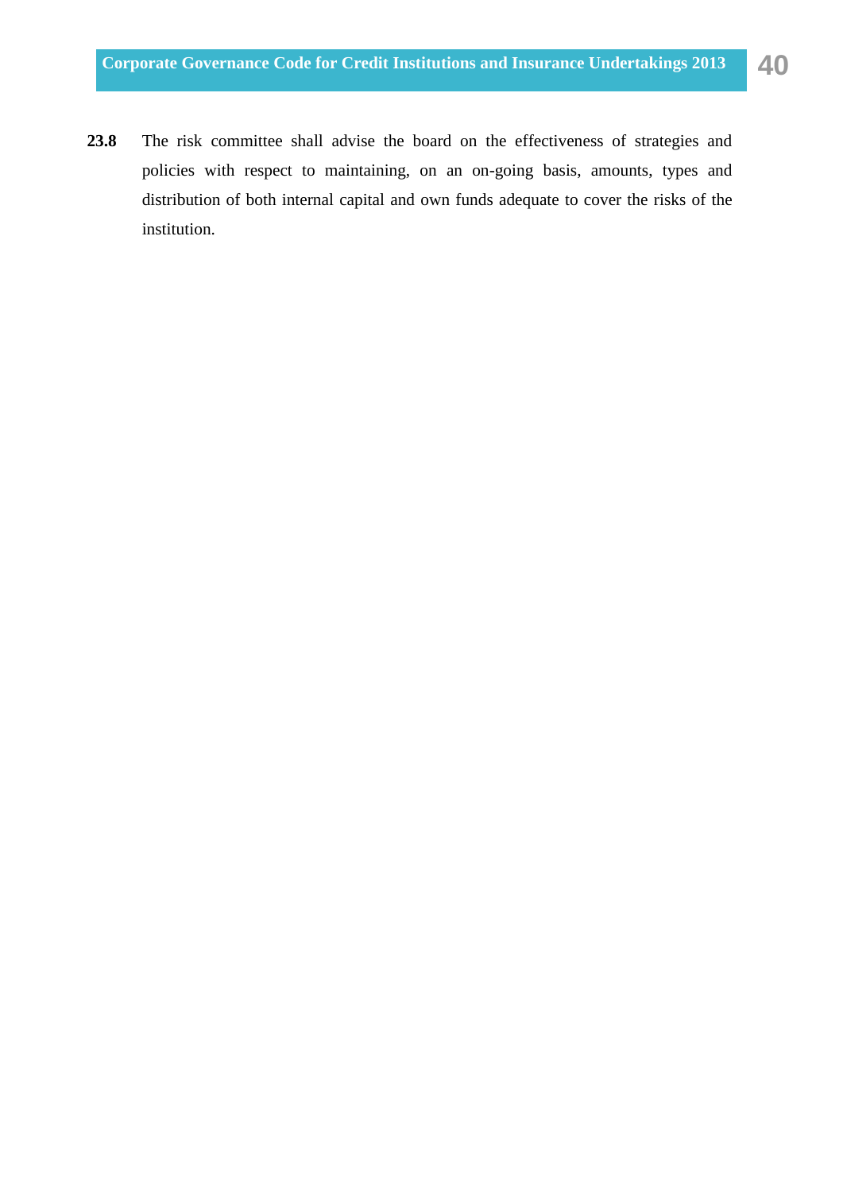**23.8** The risk committee shall advise the board on the effectiveness of strategies and policies with respect to maintaining, on an on-going basis, amounts, types and distribution of both internal capital and own funds adequate to cover the risks of the institution.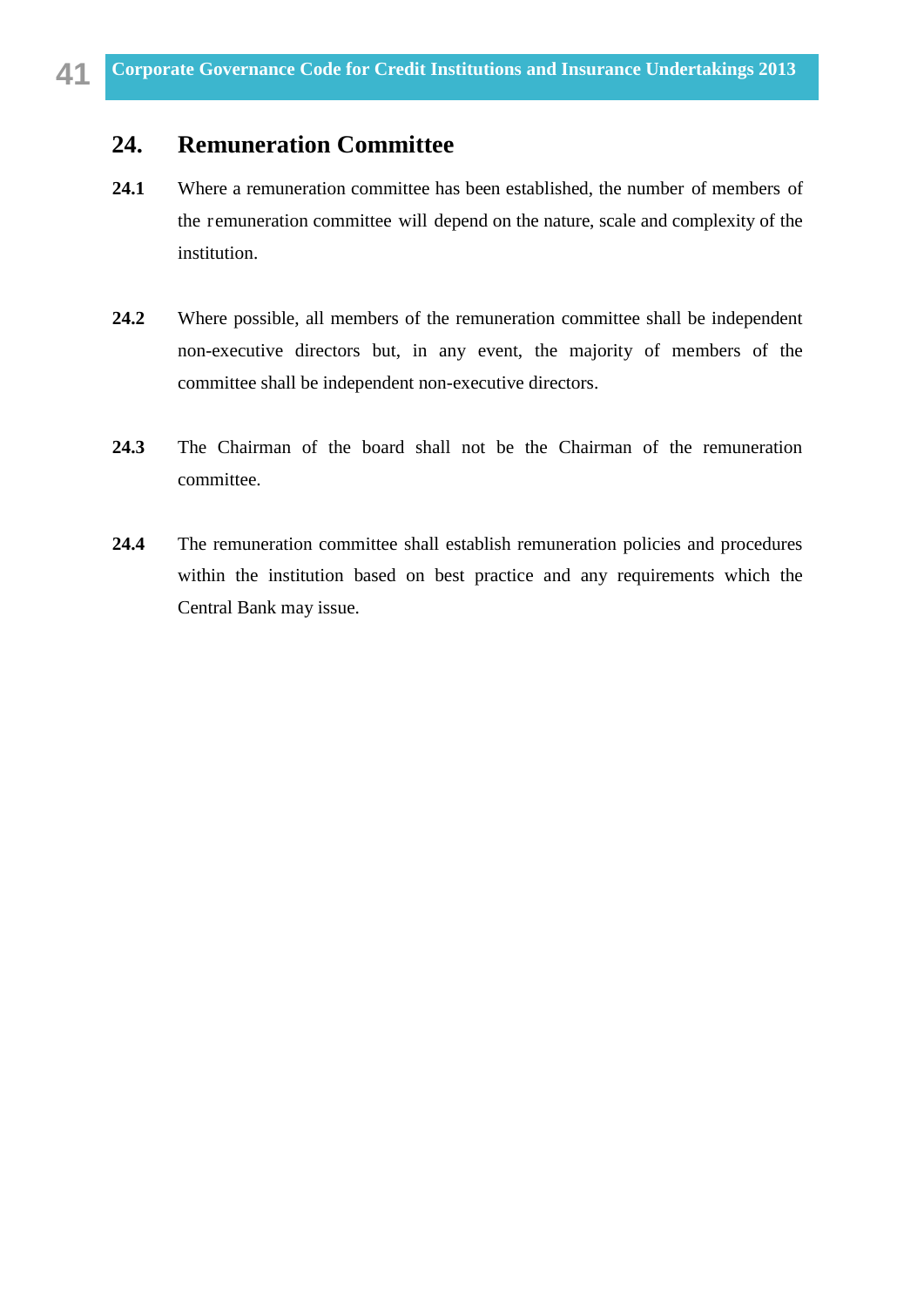## 24. Remuneration Committee

**24.1** Where a remuneration committee has been established, the number of members of the remuneration committee will depend on the nature, scale and complexity of the institution.

**24.2** Where possible, all members of the remuneration committee shall be independent non-executive directors but, in any event, the majority of members of the committee shall be independent non-executive directors.

**24.3** The Chairman of the board shall not be the Chairman of the remuneration committee.

**24.4** The remuneration committee shall establish remuneration policies and procedures within the institution based on best practice and any requirements which the Central Bank may issue.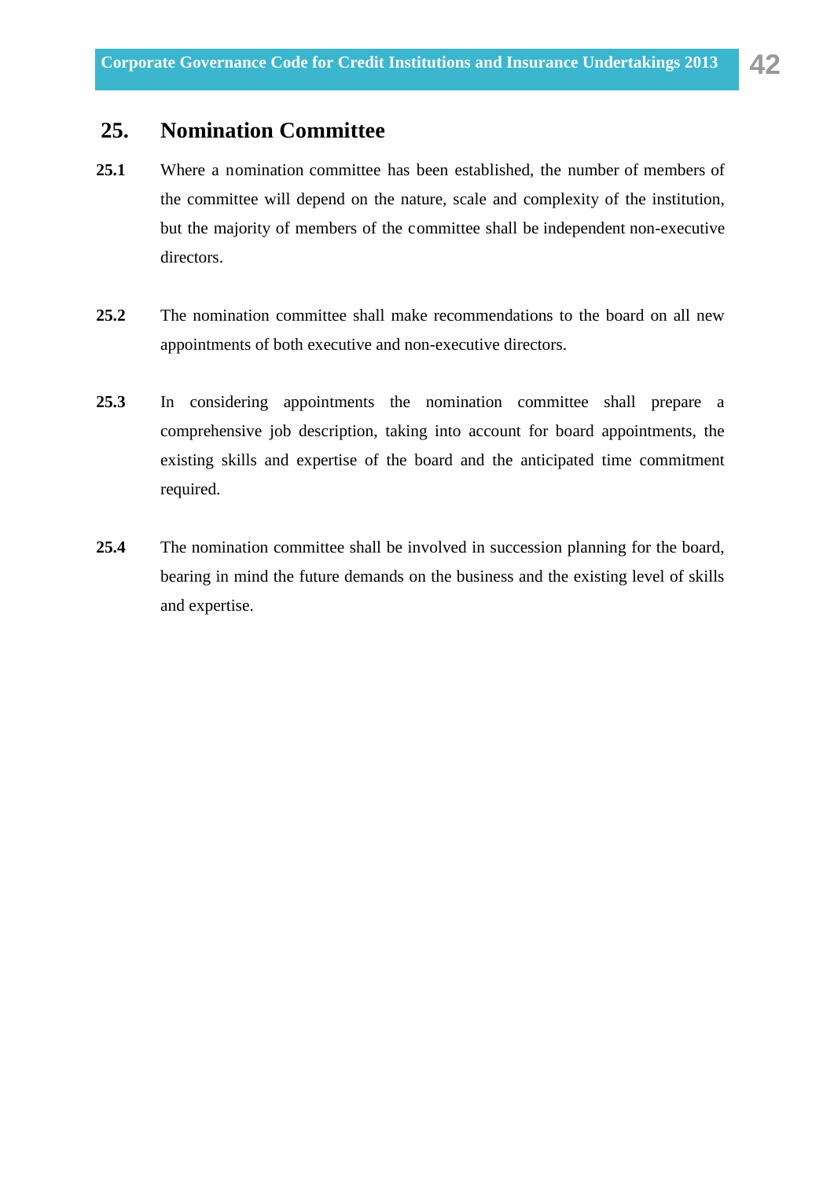## 25. Nomination Committee

**25.1** Where a nomination committee has been established, the number of members of the committee will depend on the nature, scale and complexity of the institution, but the majority of members of the committee shall be independent non-executive directors.

**25.2** The nomination committee shall make recommendations to the board on all new appointments of both executive and non-executive directors.

**25.3** In considering appointments the nomination committee shall prepare a comprehensive job description, taking into account for board appointments, the existing skills and expertise of the board and the anticipated time commitment required.

**25.4** The nomination committee shall be involved in succession planning for the board, bearing in mind the future demands on the business and the existing level of skills and expertise.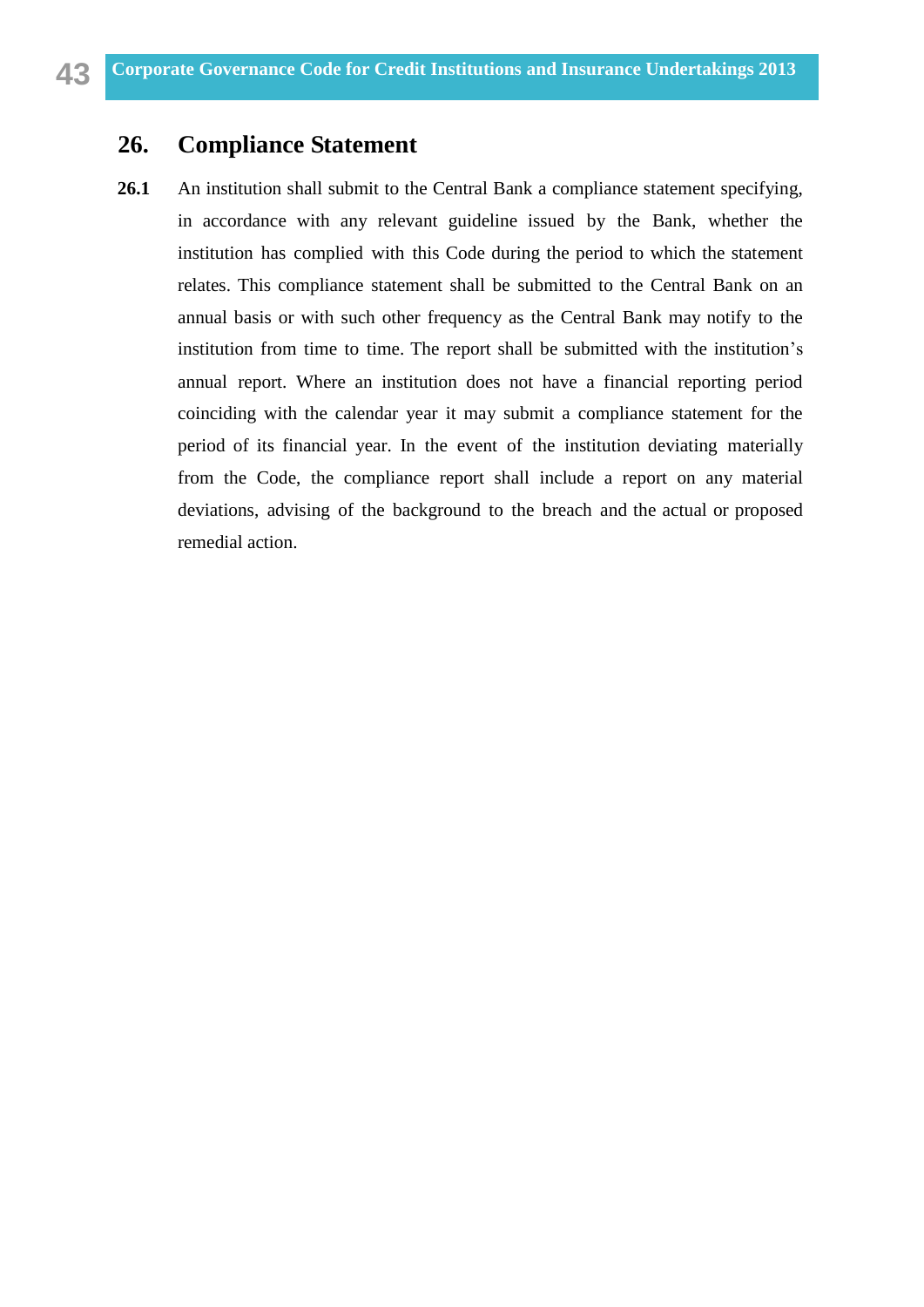## 26. Compliance Statement

**26.1** An institution shall submit to the Central Bank a compliance statement specifying, in accordance with any relevant guideline issued by the Bank, whether the institution has complied with this Code during the period to which the statement relates. This compliance statement shall be submitted to the Central Bank on an annual basis or with such other frequency as the Central Bank may notify to the institution from time to time. The report shall be submitted with the institution's annual report. Where an institution does not have a financial reporting period coinciding with the calendar year it may submit a compliance statement for the period of its financial year. In the event of the institution deviating materially from the Code, the compliance report shall include a report on any material deviations, advising of the background to the breach and the actual or proposed remedial action.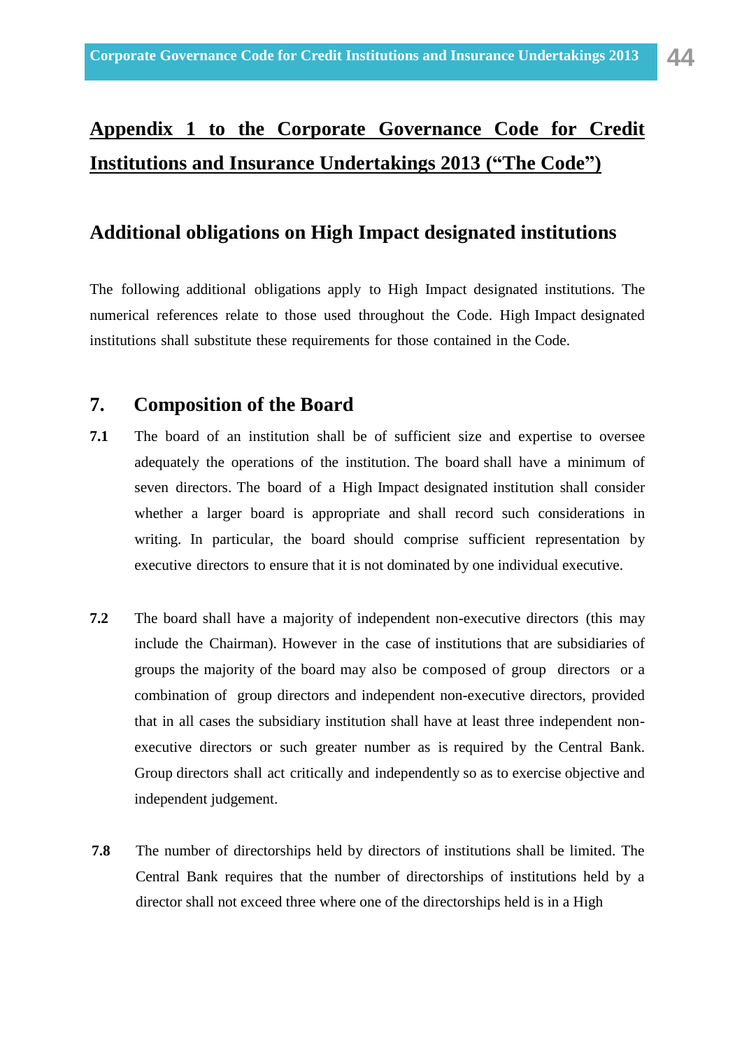# Appendix 1 to the Corporate Governance Code for Credit Institutions and Insurance Undertakings 2013 ("The Code")

## Additional obligations on High Impact designated institutions

The following additional obligations apply to High Impact designated institutions. The numerical references relate to those used throughout the Code. High Impact designated institutions shall substitute these requirements for those contained in the Code.

## 7. Composition of the Board

**7.1** The board of an institution shall be of sufficient size and expertise to oversee adequately the operations of the institution. The board shall have a minimum of seven directors. The board of a High Impact designated institution shall consider whether a larger board is appropriate and shall record such considerations in writing. In particular, the board should comprise sufficient representation by executive directors to ensure that it is not dominated by one individual executive.

**7.2** The board shall have a majority of independent non-executive directors (this may include the Chairman). However in the case of institutions that are subsidiaries of groups the majority of the board may also be composed of group directors or a combination of group directors and independent non-executive directors, provided that in all cases the subsidiary institution shall have at least three independent non-executive directors or such greater number as is required by the Central Bank. Group directors shall act critically and independently so as to exercise objective and independent judgement.

**7.8** The number of directorships held by directors of institutions shall be limited. The Central Bank requires that the number of directorships of institutions held by a director shall not exceed three where one of the directorships held is in a High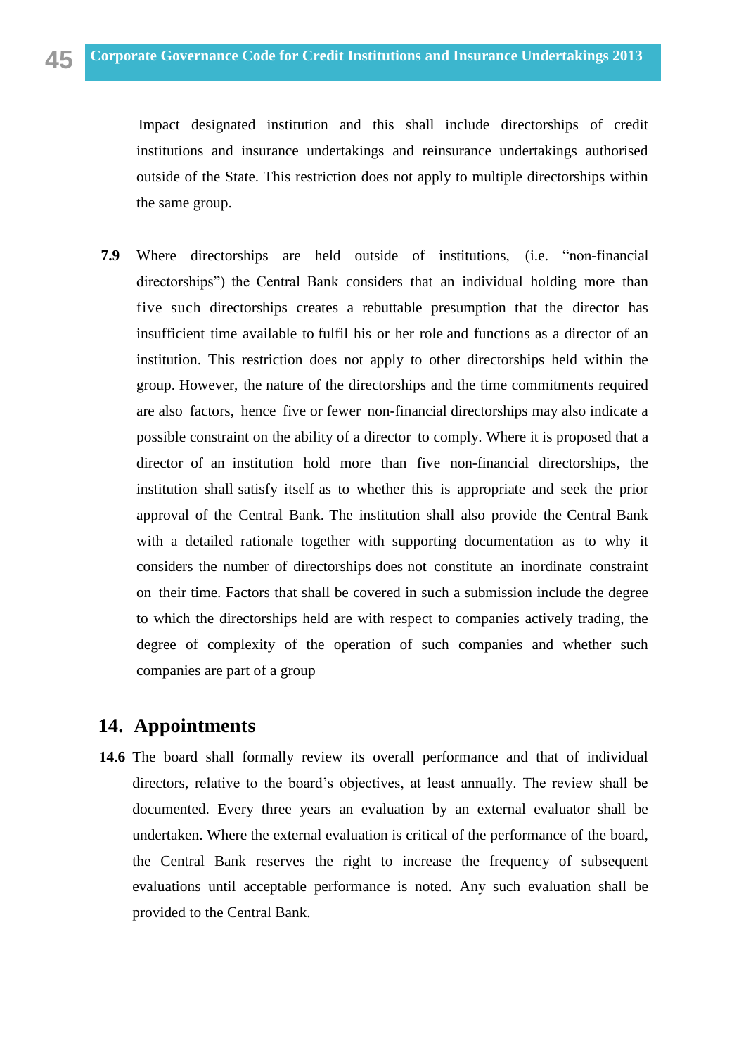Impact designated institution and this shall include directorships of credit institutions and insurance undertakings and reinsurance undertakings authorised outside of the State. This restriction does not apply to multiple directorships within the same group.

**7.9** Where directorships are held outside of institutions, (i.e. "non-financial directorships") the Central Bank considers that an individual holding more than five such directorships creates a rebuttable presumption that the director has insufficient time available to fulfil his or her role and functions as a director of an institution. This restriction does not apply to other directorships held within the group. However, the nature of the directorships and the time commitments required are also factors, hence five or fewer non-financial directorships may also indicate a possible constraint on the ability of a director to comply. Where it is proposed that a director of an institution hold more than five non-financial directorships, the institution shall satisfy itself as to whether this is appropriate and seek the prior approval of the Central Bank. The institution shall also provide the Central Bank with a detailed rationale together with supporting documentation as to why it considers the number of directorships does not constitute an inordinate constraint on their time. Factors that shall be covered in such a submission include the degree to which the directorships held are with respect to companies actively trading, the degree of complexity of the operation of such companies and whether such companies are part of a group

## 14. Appointments

**14.6** The board shall formally review its overall performance and that of individual directors, relative to the board's objectives, at least annually. The review shall be documented. Every three years an evaluation by an external evaluator shall be undertaken. Where the external evaluation is critical of the performance of the board, the Central Bank reserves the right to increase the frequency of subsequent evaluations until acceptable performance is noted. Any such evaluation shall be provided to the Central Bank.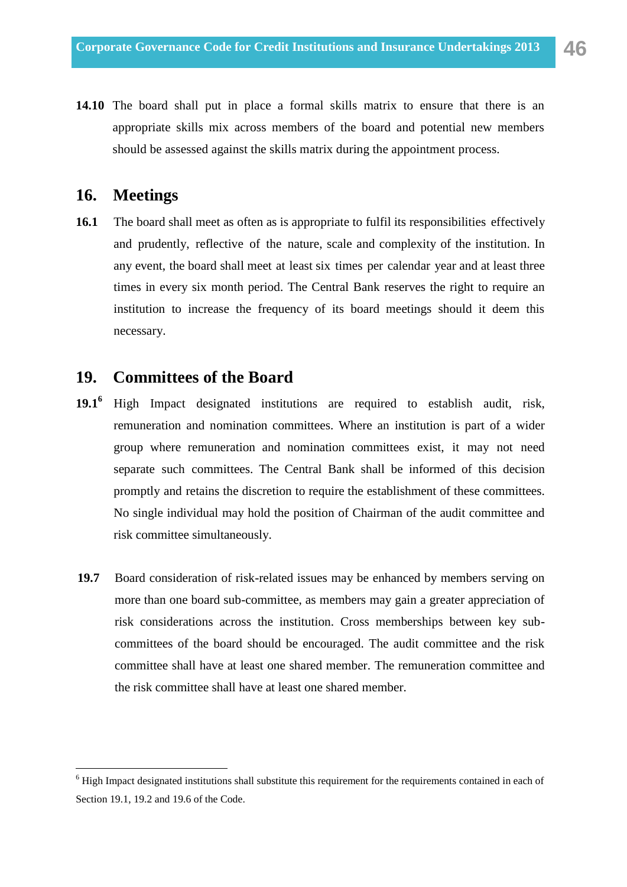**14.10** The board shall put in place a formal skills matrix to ensure that there is an appropriate skills mix across members of the board and potential new members should be assessed against the skills matrix during the appointment process.

## 16. Meetings

**16.1** The board shall meet as often as is appropriate to fulfil its responsibilities effectively and prudently, reflective of the nature, scale and complexity of the institution. In any event, the board shall meet at least six times per calendar year and at least three times in every six month period. The Central Bank reserves the right to require an institution to increase the frequency of its board meetings should it deem this necessary.

## 19. Committees of the Board

**19.1**[6] High Impact designated institutions are required to establish audit, risk, remuneration and nomination committees. Where an institution is part of a wider group where remuneration and nomination committees exist, it may not need separate such committees. The Central Bank shall be informed of this decision promptly and retains the discretion to require the establishment of these committees. No single individual may hold the position of Chairman of the audit committee and risk committee simultaneously.

**19.7** Board consideration of risk-related issues may be enhanced by members serving on more than one board sub-committee, as members may gain a greater appreciation of risk considerations across the institution. Cross memberships between key sub-committees of the board should be encouraged. The audit committee and the risk committee shall have at least one shared member. The remuneration committee and the risk committee shall have at least one shared member.

---

[6] High Impact designated institutions shall substitute this requirement for the requirements contained in each of Section 19.1, 19.2 and 19.6 of the Code.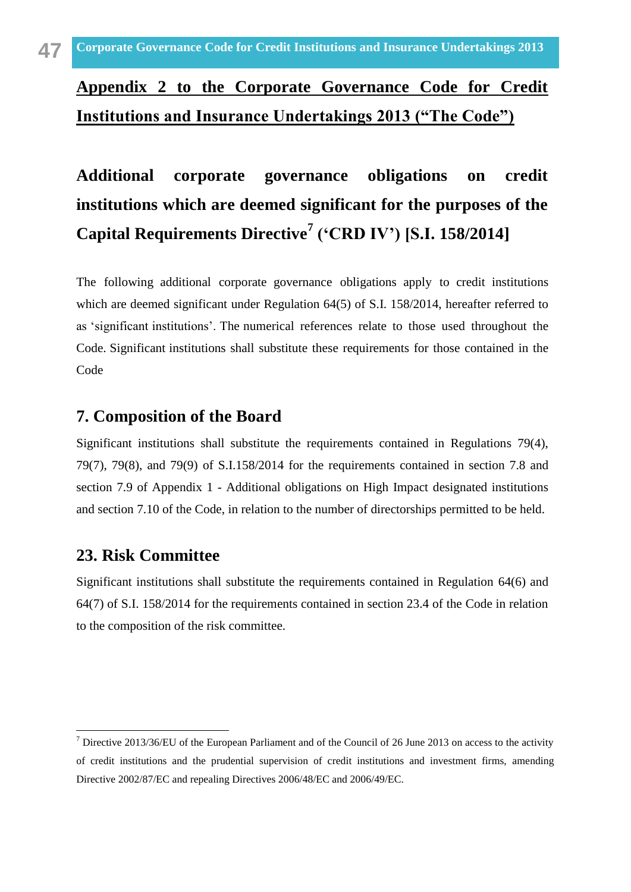## Appendix 2 to the Corporate Governance Code for Credit Institutions and Insurance Undertakings 2013 ("The Code")

## Additional corporate governance obligations on credit institutions which are deemed significant for the purposes of the Capital Requirements Directive[7] ('CRD IV') [S.I. 158/2014]

The following additional corporate governance obligations apply to credit institutions which are deemed significant under Regulation 64(5) of S.I. 158/2014, hereafter referred to as 'significant institutions'. The numerical references relate to those used throughout the Code. Significant institutions shall substitute these requirements for those contained in the Code

### 7. Composition of the Board

Significant institutions shall substitute the requirements contained in Regulations 79(4), 79(7), 79(8), and 79(9) of S.I.158/2014 for the requirements contained in section 7.8 and section 7.9 of Appendix 1 - Additional obligations on High Impact designated institutions and section 7.10 of the Code, in relation to the number of directorships permitted to be held.

### 23. Risk Committee

Significant institutions shall substitute the requirements contained in Regulation 64(6) and 64(7) of S.I. 158/2014 for the requirements contained in section 23.4 of the Code in relation to the composition of the risk committee.

---

[7] Directive 2013/36/EU of the European Parliament and of the Council of 26 June 2013 on access to the activity of credit institutions and the prudential supervision of credit institutions and investment firms, amending Directive 2002/87/EC and repealing Directives 2006/48/EC and 2006/49/EC.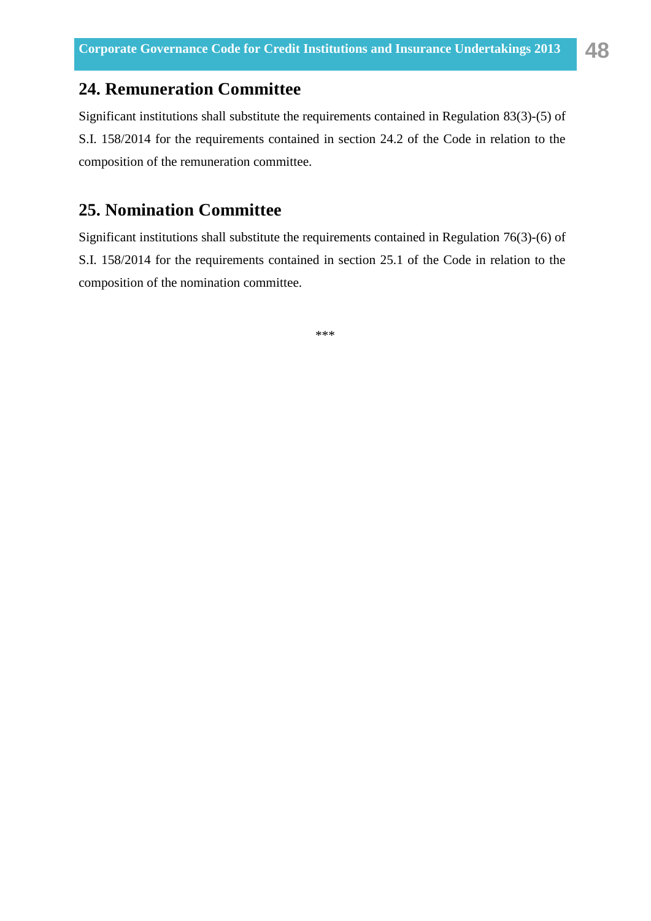## 24. Remuneration Committee

Significant institutions shall substitute the requirements contained in Regulation 83(3)-(5) of S.I. 158/2014 for the requirements contained in section 24.2 of the Code in relation to the composition of the remuneration committee.

## 25. Nomination Committee

Significant institutions shall substitute the requirements contained in Regulation 76(3)-(6) of S.I. 158/2014 for the requirements contained in section 25.1 of the Code in relation to the composition of the nomination committee.

***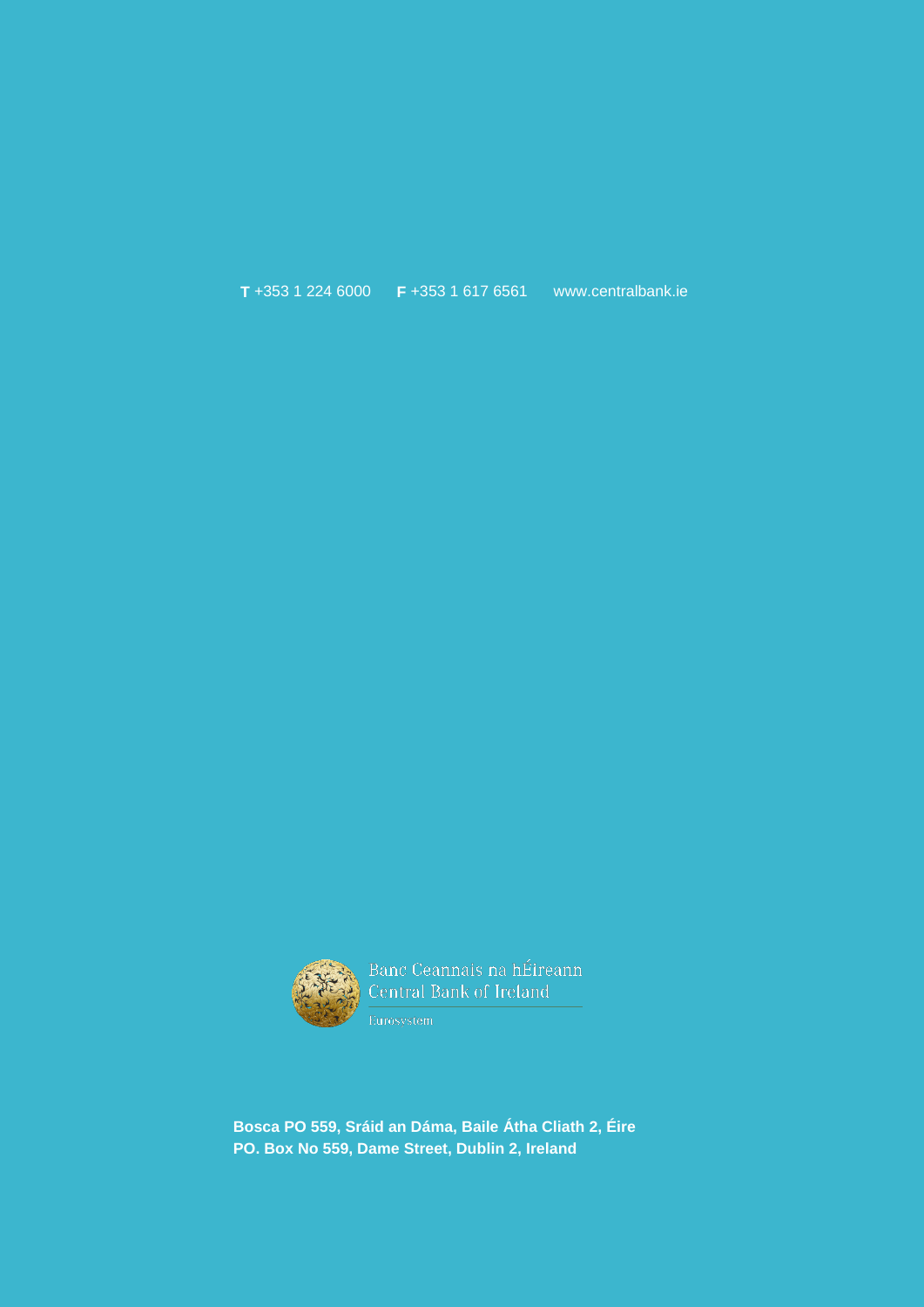**T** +353 1 224 6000 **F** +353 1 617 6561 www.centralbank.ie

Banc Ceannais na hÉireann
Central Bank of Ireland
Eurosystem

**Bosca PO 559, Sráid an Dáma, Baile Átha Cliath 2, Éire**
**PO. Box No 559, Dame Street, Dublin 2, Ireland**